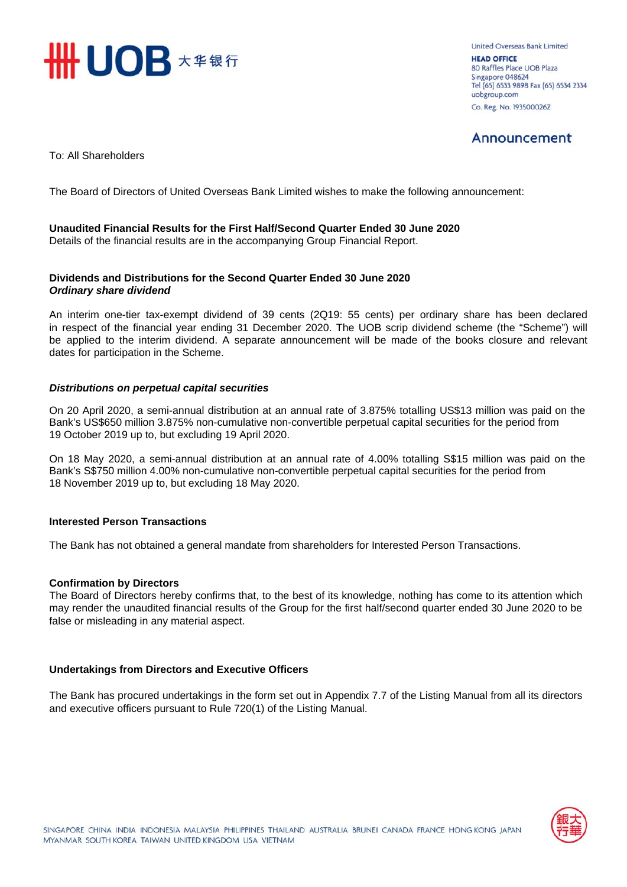United Overseas Bank Limited

**HEAD OFFICE**
80 Raffles Place UOB Plaza
Singapore 048624
Tel (65) 6533 9898 Fax (65) 6534 2334
uobgroup.com

Co. Reg. No. 193500026Z

## Announcement

To: All Shareholders

The Board of Directors of United Overseas Bank Limited wishes to make the following announcement:

**Unaudited Financial Results for the First Half/Second Quarter Ended 30 June 2020**
Details of the financial results are in the accompanying Group Financial Report.

**Dividends and Distributions for the Second Quarter Ended 30 June 2020**
***Ordinary share dividend***

An interim one-tier tax-exempt dividend of 39 cents (2Q19: 55 cents) per ordinary share has been declared in respect of the financial year ending 31 December 2020. The UOB scrip dividend scheme (the "Scheme") will be applied to the interim dividend. A separate announcement will be made of the books closure and relevant dates for participation in the Scheme.

***Distributions on perpetual capital securities***

On 20 April 2020, a semi-annual distribution at an annual rate of 3.875% totalling US$13 million was paid on the Bank's US$650 million 3.875% non-cumulative non-convertible perpetual capital securities for the period from 19 October 2019 up to, but excluding 19 April 2020.

On 18 May 2020, a semi-annual distribution at an annual rate of 4.00% totalling S$15 million was paid on the Bank's S$750 million 4.00% non-cumulative non-convertible perpetual capital securities for the period from 18 November 2019 up to, but excluding 18 May 2020.

**Interested Person Transactions**

The Bank has not obtained a general mandate from shareholders for Interested Person Transactions.

**Confirmation by Directors**
The Board of Directors hereby confirms that, to the best of its knowledge, nothing has come to its attention which may render the unaudited financial results of the Group for the first half/second quarter ended 30 June 2020 to be false or misleading in any material aspect.

**Undertakings from Directors and Executive Officers**

The Bank has procured undertakings in the form set out in Appendix 7.7 of the Listing Manual from all its directors and executive officers pursuant to Rule 720(1) of the Listing Manual.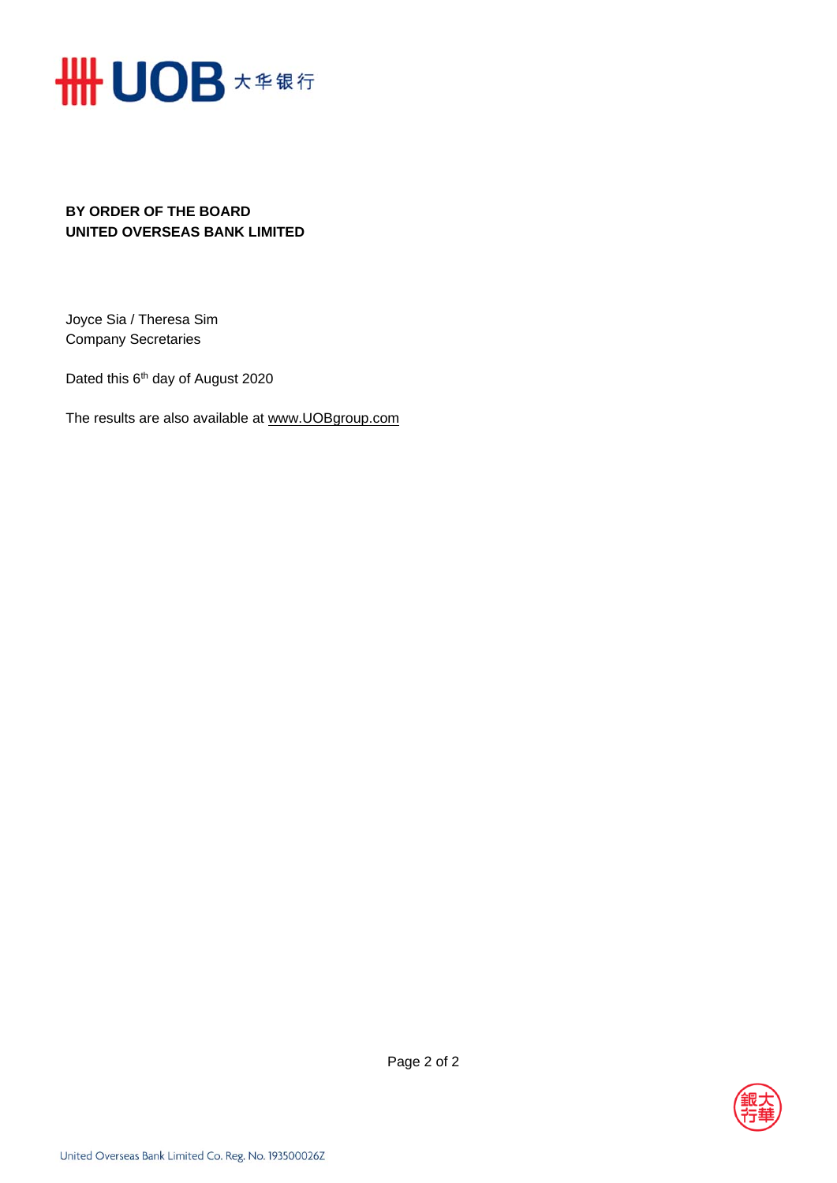**BY ORDER OF THE BOARD**
**UNITED OVERSEAS BANK LIMITED**

Joyce Sia / Theresa Sim
Company Secretaries

Dated this 6th day of August 2020

The results are also available at www.UOBgroup.com

United Overseas Bank Limited Co. Reg. No. 193500026Z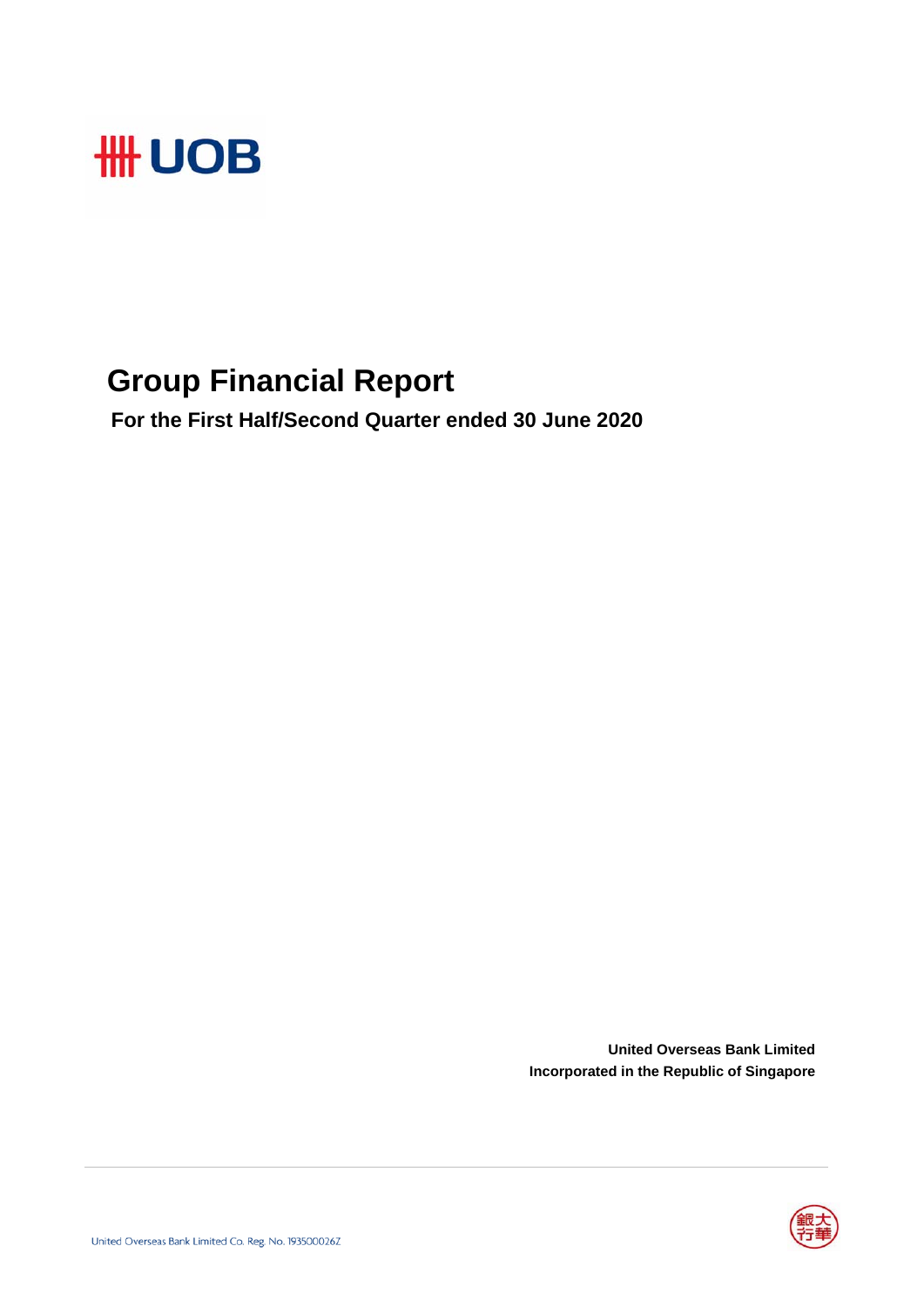# Group Financial Report

**For the First Half/Second Quarter ended 30 June 2020**

**United Overseas Bank Limited**
**Incorporated in the Republic of Singapore**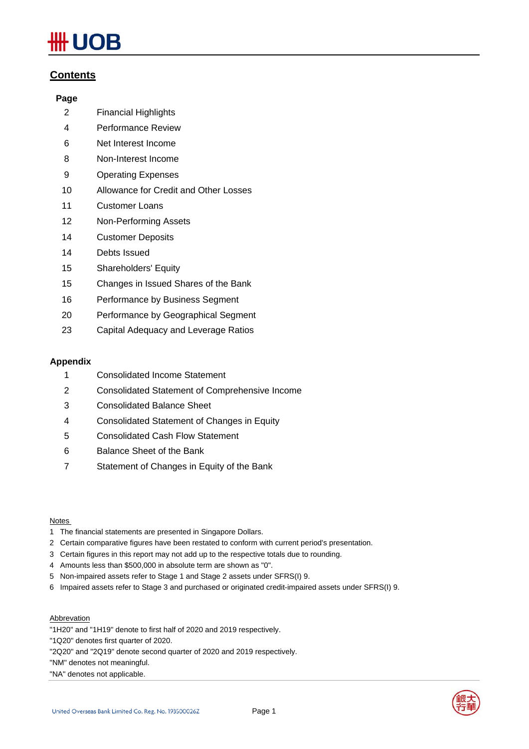## Contents

| Page | |
|---|---|
| 2 | Financial Highlights |
| 4 | Performance Review |
| 6 | Net Interest Income |
| 8 | Non-Interest Income |
| 9 | Operating Expenses |
| 10 | Allowance for Credit and Other Losses |
| 11 | Customer Loans |
| 12 | Non-Performing Assets |
| 14 | Customer Deposits |
| 14 | Debts Issued |
| 15 | Shareholders' Equity |
| 15 | Changes in Issued Shares of the Bank |
| 16 | Performance by Business Segment |
| 20 | Performance by Geographical Segment |
| 23 | Capital Adequacy and Leverage Ratios |

**Appendix**

| | |
|---|---|
| 1 | Consolidated Income Statement |
| 2 | Consolidated Statement of Comprehensive Income |
| 3 | Consolidated Balance Sheet |
| 4 | Consolidated Statement of Changes in Equity |
| 5 | Consolidated Cash Flow Statement |
| 6 | Balance Sheet of the Bank |
| 7 | Statement of Changes in Equity of the Bank |

Notes

1. The financial statements are presented in Singapore Dollars.
2. Certain comparative figures have been restated to conform with current period's presentation.
3. Certain figures in this report may not add up to the respective totals due to rounding.
4. Amounts less than $500,000 in absolute term are shown as "0".
5. Non-impaired assets refer to Stage 1 and Stage 2 assets under SFRS(I) 9.
6. Impaired assets refer to Stage 3 and purchased or originated credit-impaired assets under SFRS(I) 9.

Abbreviation

"1H20" and "1H19" denote to first half of 2020 and 2019 respectively.
"1Q20" denotes first quarter of 2020.
"2Q20" and "2Q19" denote second quarter of 2020 and 2019 respectively.
"NM" denotes not meaningful.
"NA" denotes not applicable.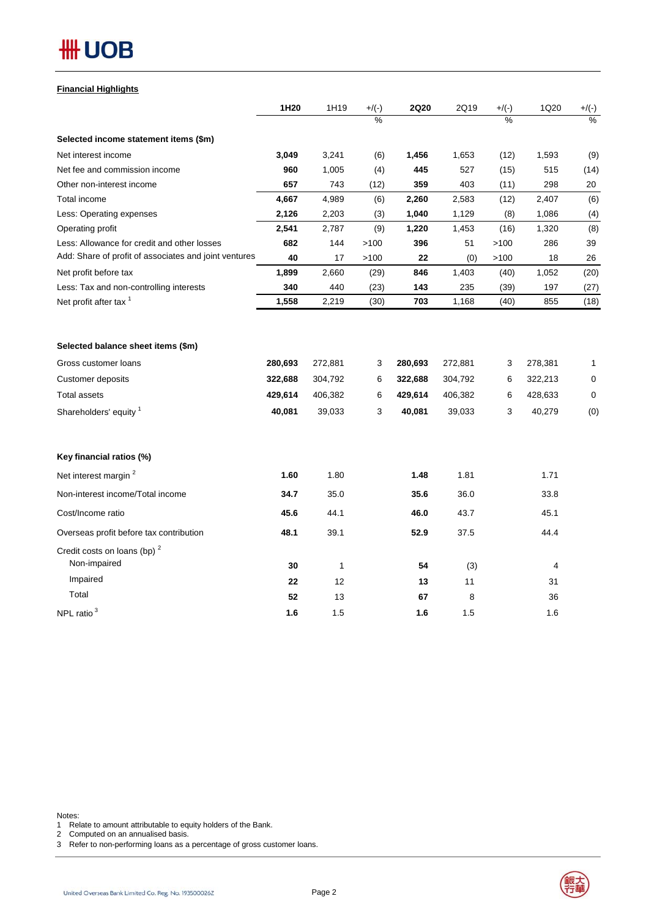## Financial Highlights

| | 1H20 | 1H19 | +/(-) % | 2Q20 | 2Q19 | +/(-) % | 1Q20 | +/(-) % |
|---|---|---|---|---|---|---|---|---|
| **Selected income statement items ($m)** | | | | | | | | |
| Net interest income | **3,049** | 3,241 | (6) | **1,456** | 1,653 | (12) | 1,593 | (9) |
| Net fee and commission income | **960** | 1,005 | (4) | **445** | 527 | (15) | 515 | (14) |
| Other non-interest income | **657** | 743 | (12) | **359** | 403 | (11) | 298 | 20 |
| Total income | **4,667** | 4,989 | (6) | **2,260** | 2,583 | (12) | 2,407 | (6) |
| Less: Operating expenses | **2,126** | 2,203 | (3) | **1,040** | 1,129 | (8) | 1,086 | (4) |
| Operating profit | **2,541** | 2,787 | (9) | **1,220** | 1,453 | (16) | 1,320 | (8) |
| Less: Allowance for credit and other losses | **682** | 144 | >100 | **396** | 51 | >100 | 286 | 39 |
| Add: Share of profit of associates and joint ventures | **40** | 17 | >100 | **22** | (0) | >100 | 18 | 26 |
| Net profit before tax | **1,899** | 2,660 | (29) | **846** | 1,403 | (40) | 1,052 | (20) |
| Less: Tax and non-controlling interests | **340** | 440 | (23) | **143** | 235 | (39) | 197 | (27) |
| Net profit after tax [1] | **1,558** | 2,219 | (30) | **703** | 1,168 | (40) | 855 | (18) |
| | | | | | | | | |
| **Selected balance sheet items ($m)** | | | | | | | | |
| Gross customer loans | **280,693** | 272,881 | 3 | **280,693** | 272,881 | 3 | 278,381 | 1 |
| Customer deposits | **322,688** | 304,792 | 6 | **322,688** | 304,792 | 6 | 322,213 | 0 |
| Total assets | **429,614** | 406,382 | 6 | **429,614** | 406,382 | 6 | 428,633 | 0 |
| Shareholders' equity [1] | **40,081** | 39,033 | 3 | **40,081** | 39,033 | 3 | 40,279 | (0) |
| | | | | | | | | |
| **Key financial ratios (%)** | | | | | | | | |
| Net interest margin [2] | **1.60** | 1.80 | | **1.48** | 1.81 | | 1.71 | |
| Non-interest income/Total income | **34.7** | 35.0 | | **35.6** | 36.0 | | 33.8 | |
| Cost/Income ratio | **45.6** | 44.1 | | **46.0** | 43.7 | | 45.1 | |
| Overseas profit before tax contribution | **48.1** | 39.1 | | **52.9** | 37.5 | | 44.4 | |
| Credit costs on loans (bp) [2] | | | | | | | | |
| Non-impaired | **30** | 1 | | **54** | (3) | | 4 | |
| Impaired | **22** | 12 | | **13** | 11 | | 31 | |
| Total | **52** | 13 | | **67** | 8 | | 36 | |
| NPL ratio [3] | **1.6** | 1.5 | | **1.6** | 1.5 | | 1.6 | |

Notes:
1 Relate to amount attributable to equity holders of the Bank.
2 Computed on an annualised basis.
3 Refer to non-performing loans as a percentage of gross customer loans.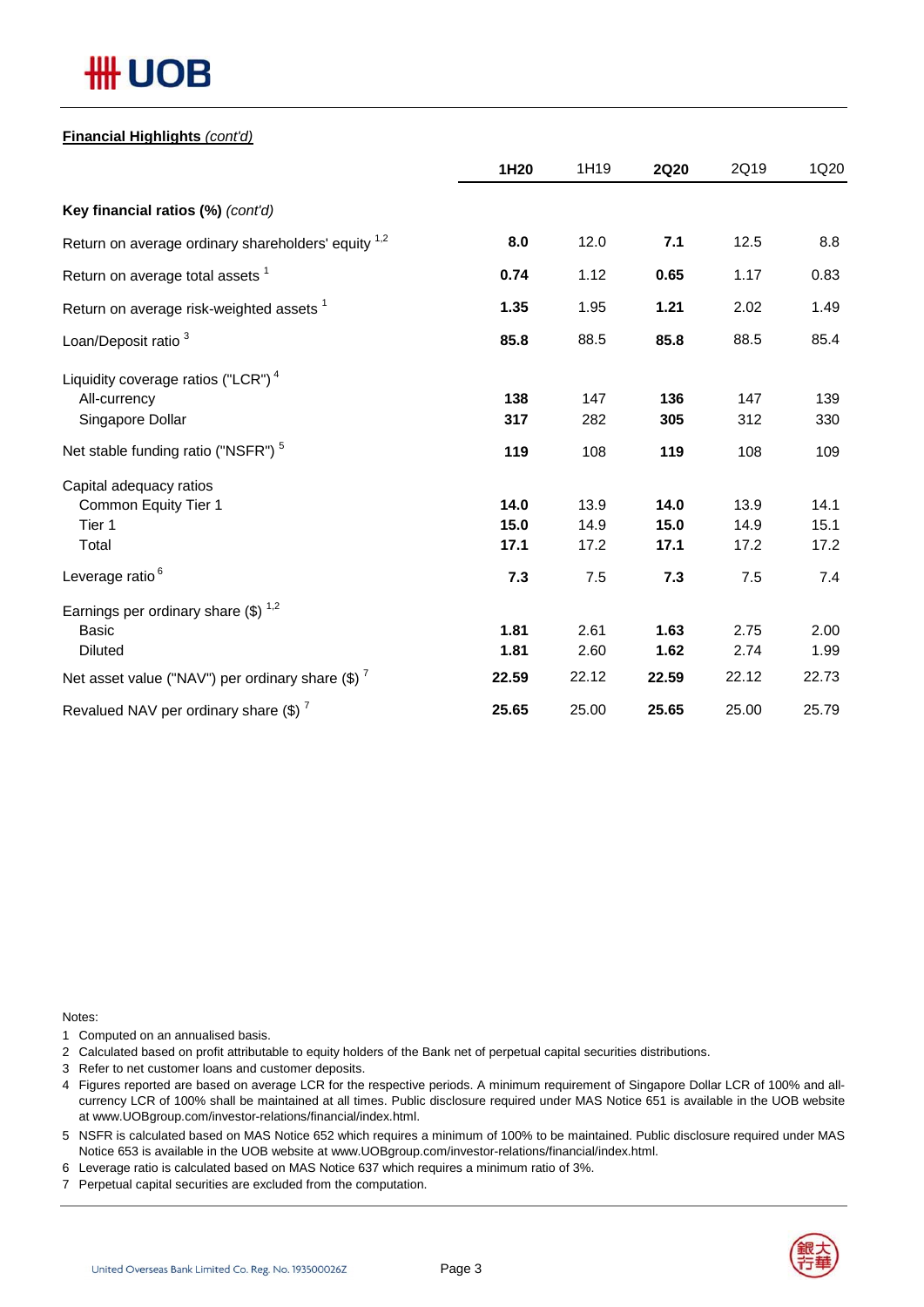**Financial Highlights** *(cont'd)*

| | 1H20 | 1H19 | 2Q20 | 2Q19 | 1Q20 |
|---|---|---|---|---|---|
| **Key financial ratios (%)** *(cont'd)* | | | | | |
| Return on average ordinary shareholders' equity [1,2] | **8.0** | 12.0 | **7.1** | 12.5 | 8.8 |
| Return on average total assets [1] | **0.74** | 1.12 | **0.65** | 1.17 | 0.83 |
| Return on average risk-weighted assets [1] | **1.35** | 1.95 | **1.21** | 2.02 | 1.49 |
| Loan/Deposit ratio [3] | **85.8** | 88.5 | **85.8** | 88.5 | 85.4 |
| Liquidity coverage ratios ("LCR") [4] | | | | | |
| All-currency | **138** | 147 | **136** | 147 | 139 |
| Singapore Dollar | **317** | 282 | **305** | 312 | 330 |
| Net stable funding ratio ("NSFR") [5] | **119** | 108 | **119** | 108 | 109 |
| Capital adequacy ratios | | | | | |
| Common Equity Tier 1 | **14.0** | 13.9 | **14.0** | 13.9 | 14.1 |
| Tier 1 | **15.0** | 14.9 | **15.0** | 14.9 | 15.1 |
| Total | **17.1** | 17.2 | **17.1** | 17.2 | 17.2 |
| Leverage ratio [6] | **7.3** | 7.5 | **7.3** | 7.5 | 7.4 |
| Earnings per ordinary share ($) [1,2] | | | | | |
| Basic | **1.81** | 2.61 | **1.63** | 2.75 | 2.00 |
| Diluted | **1.81** | 2.60 | **1.62** | 2.74 | 1.99 |
| Net asset value ("NAV") per ordinary share ($) [7] | **22.59** | 22.12 | **22.59** | 22.12 | 22.73 |
| Revalued NAV per ordinary share ($) [7] | **25.65** | 25.00 | **25.65** | 25.00 | 25.79 |

Notes:

1 Computed on an annualised basis.

2 Calculated based on profit attributable to equity holders of the Bank net of perpetual capital securities distributions.

3 Refer to net customer loans and customer deposits.

4 Figures reported are based on average LCR for the respective periods. A minimum requirement of Singapore Dollar LCR of 100% and all-currency LCR of 100% shall be maintained at all times. Public disclosure required under MAS Notice 651 is available in the UOB website at www.UOBgroup.com/investor-relations/financial/index.html.

5 NSFR is calculated based on MAS Notice 652 which requires a minimum of 100% to be maintained. Public disclosure required under MAS Notice 653 is available in the UOB website at www.UOBgroup.com/investor-relations/financial/index.html.

6 Leverage ratio is calculated based on MAS Notice 637 which requires a minimum ratio of 3%.

7 Perpetual capital securities are excluded from the computation.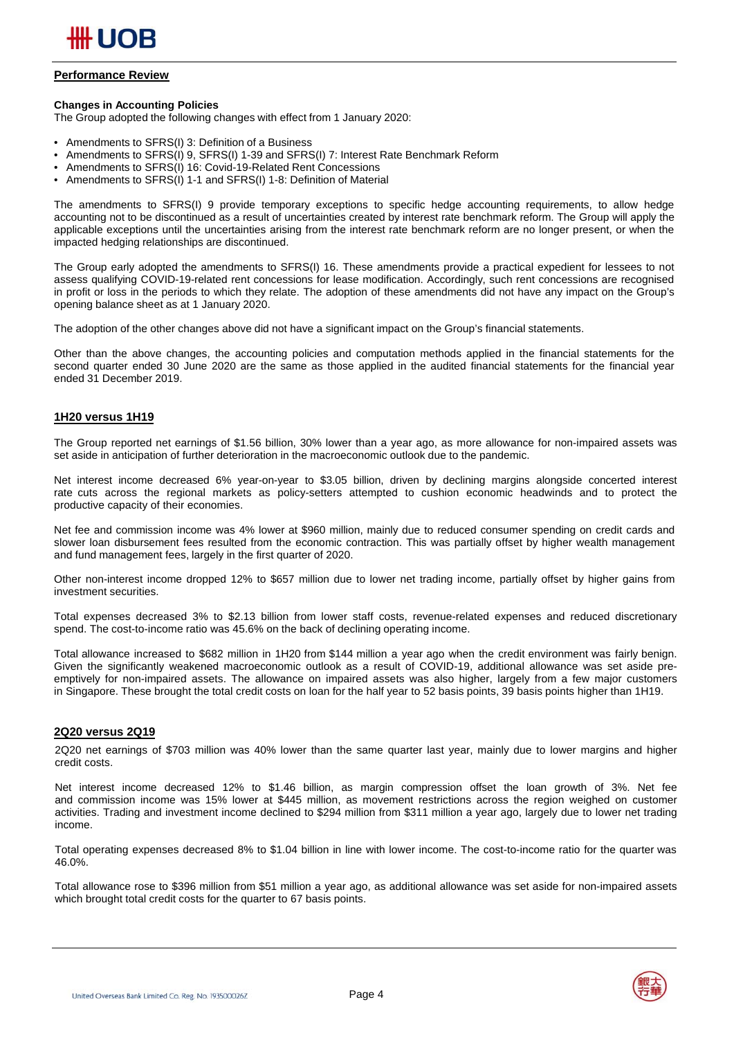## Performance Review

**Changes in Accounting Policies**

The Group adopted the following changes with effect from 1 January 2020:

- Amendments to SFRS(I) 3: Definition of a Business
- Amendments to SFRS(I) 9, SFRS(I) 1-39 and SFRS(I) 7: Interest Rate Benchmark Reform
- Amendments to SFRS(I) 16: Covid-19-Related Rent Concessions
- Amendments to SFRS(I) 1-1 and SFRS(I) 1-8: Definition of Material

The amendments to SFRS(I) 9 provide temporary exceptions to specific hedge accounting requirements, to allow hedge accounting not to be discontinued as a result of uncertainties created by interest rate benchmark reform. The Group will apply the applicable exceptions until the uncertainties arising from the interest rate benchmark reform are no longer present, or when the impacted hedging relationships are discontinued.

The Group early adopted the amendments to SFRS(I) 16. These amendments provide a practical expedient for lessees to not assess qualifying COVID-19-related rent concessions for lease modification. Accordingly, such rent concessions are recognised in profit or loss in the periods to which they relate. The adoption of these amendments did not have any impact on the Group's opening balance sheet as at 1 January 2020.

The adoption of the other changes above did not have a significant impact on the Group's financial statements.

Other than the above changes, the accounting policies and computation methods applied in the financial statements for the second quarter ended 30 June 2020 are the same as those applied in the audited financial statements for the financial year ended 31 December 2019.

### 1H20 versus 1H19

The Group reported net earnings of $1.56 billion, 30% lower than a year ago, as more allowance for non-impaired assets was set aside in anticipation of further deterioration in the macroeconomic outlook due to the pandemic.

Net interest income decreased 6% year-on-year to $3.05 billion, driven by declining margins alongside concerted interest rate cuts across the regional markets as policy-setters attempted to cushion economic headwinds and to protect the productive capacity of their economies.

Net fee and commission income was 4% lower at $960 million, mainly due to reduced consumer spending on credit cards and slower loan disbursement fees resulted from the economic contraction. This was partially offset by higher wealth management and fund management fees, largely in the first quarter of 2020.

Other non-interest income dropped 12% to $657 million due to lower net trading income, partially offset by higher gains from investment securities.

Total expenses decreased 3% to $2.13 billion from lower staff costs, revenue-related expenses and reduced discretionary spend. The cost-to-income ratio was 45.6% on the back of declining operating income.

Total allowance increased to $682 million in 1H20 from $144 million a year ago when the credit environment was fairly benign. Given the significantly weakened macroeconomic outlook as a result of COVID-19, additional allowance was set aside pre-emptively for non-impaired assets. The allowance on impaired assets was also higher, largely from a few major customers in Singapore. These brought the total credit costs on loan for the half year to 52 basis points, 39 basis points higher than 1H19.

### 2Q20 versus 2Q19

2Q20 net earnings of $703 million was 40% lower than the same quarter last year, mainly due to lower margins and higher credit costs.

Net interest income decreased 12% to $1.46 billion, as margin compression offset the loan growth of 3%. Net fee and commission income was 15% lower at $445 million, as movement restrictions across the region weighed on customer activities. Trading and investment income declined to $294 million from $311 million a year ago, largely due to lower net trading income.

Total operating expenses decreased 8% to $1.04 billion in line with lower income. The cost-to-income ratio for the quarter was 46.0%.

Total allowance rose to $396 million from $51 million a year ago, as additional allowance was set aside for non-impaired assets which brought total credit costs for the quarter to 67 basis points.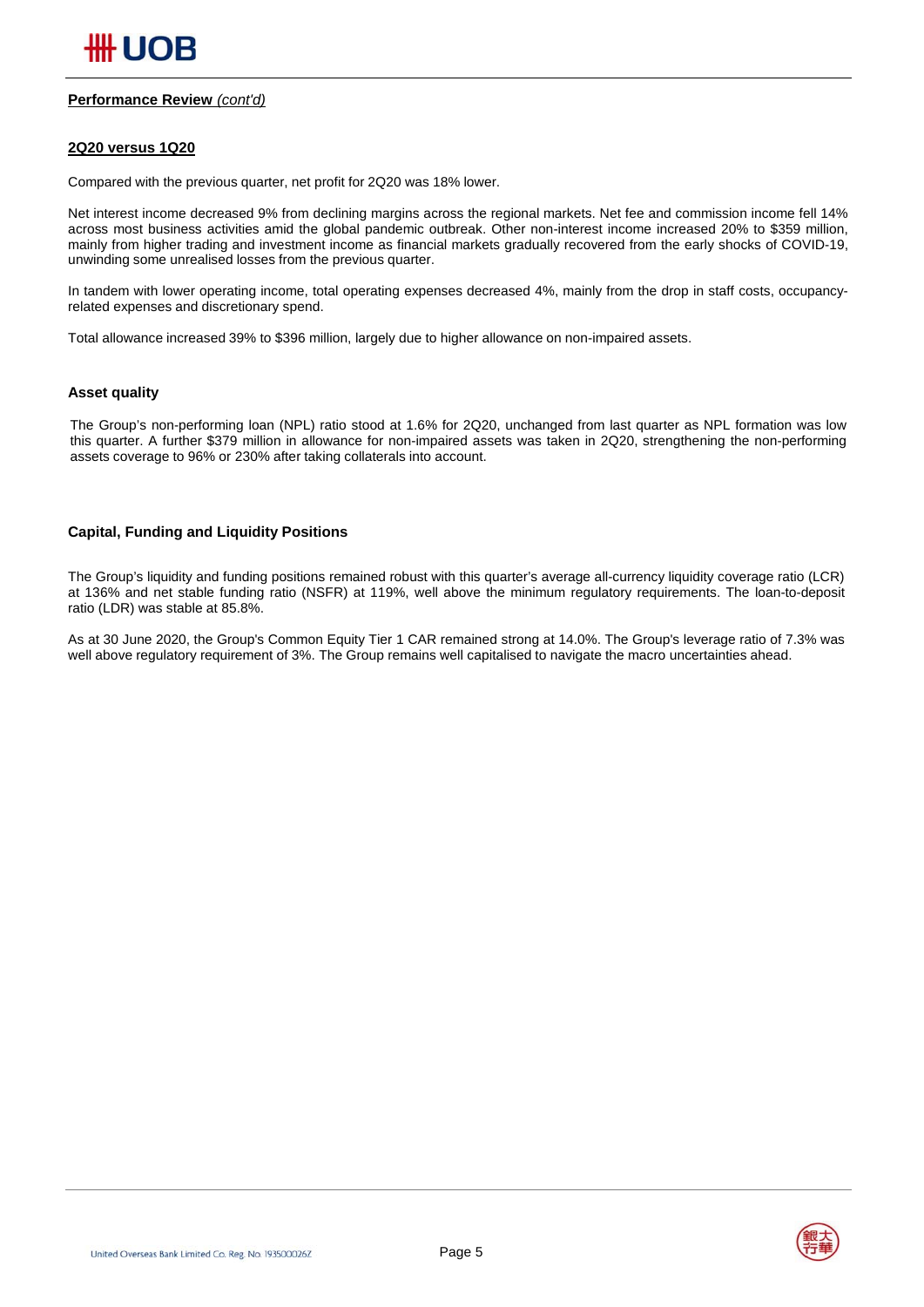**Performance Review** *(cont'd)*

**2Q20 versus 1Q20**

Compared with the previous quarter, net profit for 2Q20 was 18% lower.

Net interest income decreased 9% from declining margins across the regional markets. Net fee and commission income fell 14% across most business activities amid the global pandemic outbreak. Other non-interest income increased 20% to $359 million, mainly from higher trading and investment income as financial markets gradually recovered from the early shocks of COVID-19, unwinding some unrealised losses from the previous quarter.

In tandem with lower operating income, total operating expenses decreased 4%, mainly from the drop in staff costs, occupancy-related expenses and discretionary spend.

Total allowance increased 39% to $396 million, largely due to higher allowance on non-impaired assets.

**Asset quality**

The Group's non-performing loan (NPL) ratio stood at 1.6% for 2Q20, unchanged from last quarter as NPL formation was low this quarter. A further $379 million in allowance for non-impaired assets was taken in 2Q20, strengthening the non-performing assets coverage to 96% or 230% after taking collaterals into account.

**Capital, Funding and Liquidity Positions**

The Group's liquidity and funding positions remained robust with this quarter's average all-currency liquidity coverage ratio (LCR) at 136% and net stable funding ratio (NSFR) at 119%, well above the minimum regulatory requirements. The loan-to-deposit ratio (LDR) was stable at 85.8%.

As at 30 June 2020, the Group's Common Equity Tier 1 CAR remained strong at 14.0%. The Group's leverage ratio of 7.3% was well above regulatory requirement of 3%. The Group remains well capitalised to navigate the macro uncertainties ahead.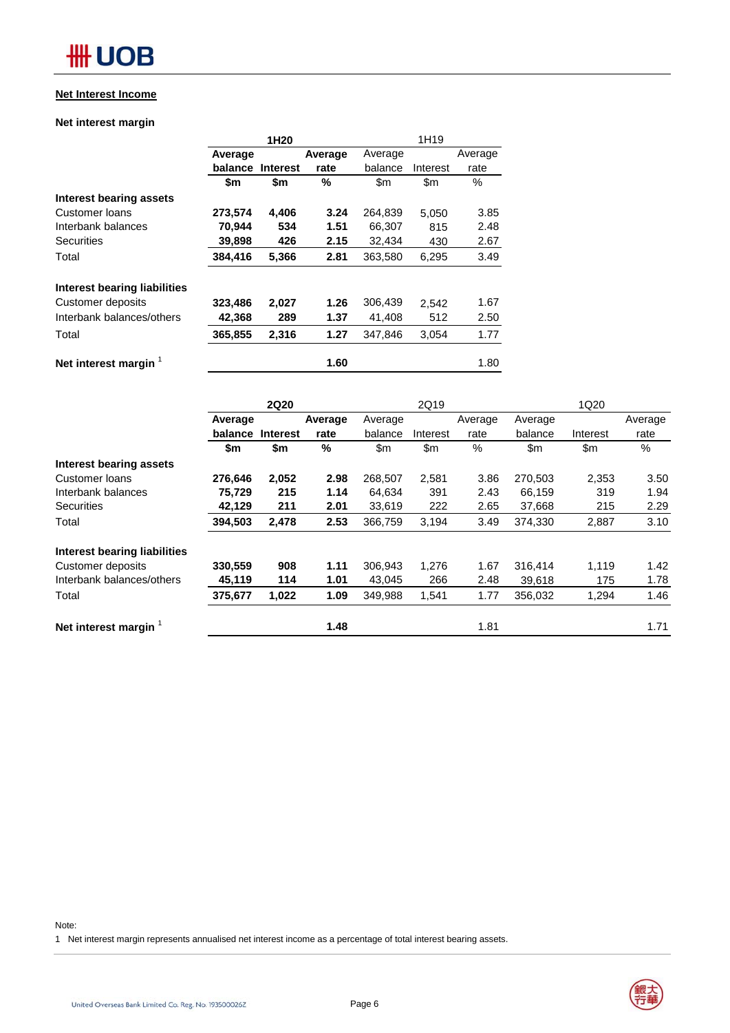## Net Interest Income

### Net interest margin

| | 1H20 | | | 1H19 | | |
|---|---|---|---|---|---|---|
| | **Average balance** | **Interest** | **Average rate** | Average balance | Interest | Average rate |
| | **$m** | **$m** | **%** | $m | $m | % |
| **Interest bearing assets** | | | | | | |
| Customer loans | **273,574** | **4,406** | **3.24** | 264,839 | 5,050 | 3.85 |
| Interbank balances | **70,944** | **534** | **1.51** | 66,307 | 815 | 2.48 |
| Securities | **39,898** | **426** | **2.15** | 32,434 | 430 | 2.67 |
| Total | **384,416** | **5,366** | **2.81** | 363,580 | 6,295 | 3.49 |
| **Interest bearing liabilities** | | | | | | |
| Customer deposits | **323,486** | **2,027** | **1.26** | 306,439 | 2,542 | 1.67 |
| Interbank balances/others | **42,368** | **289** | **1.37** | 41,408 | 512 | 2.50 |
| Total | **365,855** | **2,316** | **1.27** | 347,846 | 3,054 | 1.77 |
| **Net interest margin** [1] | | | **1.60** | | | 1.80 |

| | 2Q20 | | | 2Q19 | | | 1Q20 | | |
|---|---|---|---|---|---|---|---|---|---|
| | **Average balance** | **Interest** | **Average rate** | Average balance | Interest | Average rate | Average balance | Interest | Average rate |
| | **$m** | **$m** | **%** | $m | $m | % | $m | $m | % |
| **Interest bearing assets** | | | | | | | | | |
| Customer loans | **276,646** | **2,052** | **2.98** | 268,507 | 2,581 | 3.86 | 270,503 | 2,353 | 3.50 |
| Interbank balances | **75,729** | **215** | **1.14** | 64,634 | 391 | 2.43 | 66,159 | 319 | 1.94 |
| Securities | **42,129** | **211** | **2.01** | 33,619 | 222 | 2.65 | 37,668 | 215 | 2.29 |
| Total | **394,503** | **2,478** | **2.53** | 366,759 | 3,194 | 3.49 | 374,330 | 2,887 | 3.10 |
| **Interest bearing liabilities** | | | | | | | | | |
| Customer deposits | **330,559** | **908** | **1.11** | 306,943 | 1,276 | 1.67 | 316,414 | 1,119 | 1.42 |
| Interbank balances/others | **45,119** | **114** | **1.01** | 43,045 | 266 | 2.48 | 39,618 | 175 | 1.78 |
| Total | **375,677** | **1,022** | **1.09** | 349,988 | 1,541 | 1.77 | 356,032 | 1,294 | 1.46 |
| **Net interest margin** [1] | | | **1.48** | | | 1.81 | | | 1.71 |

Note:

1 Net interest margin represents annualised net interest income as a percentage of total interest bearing assets.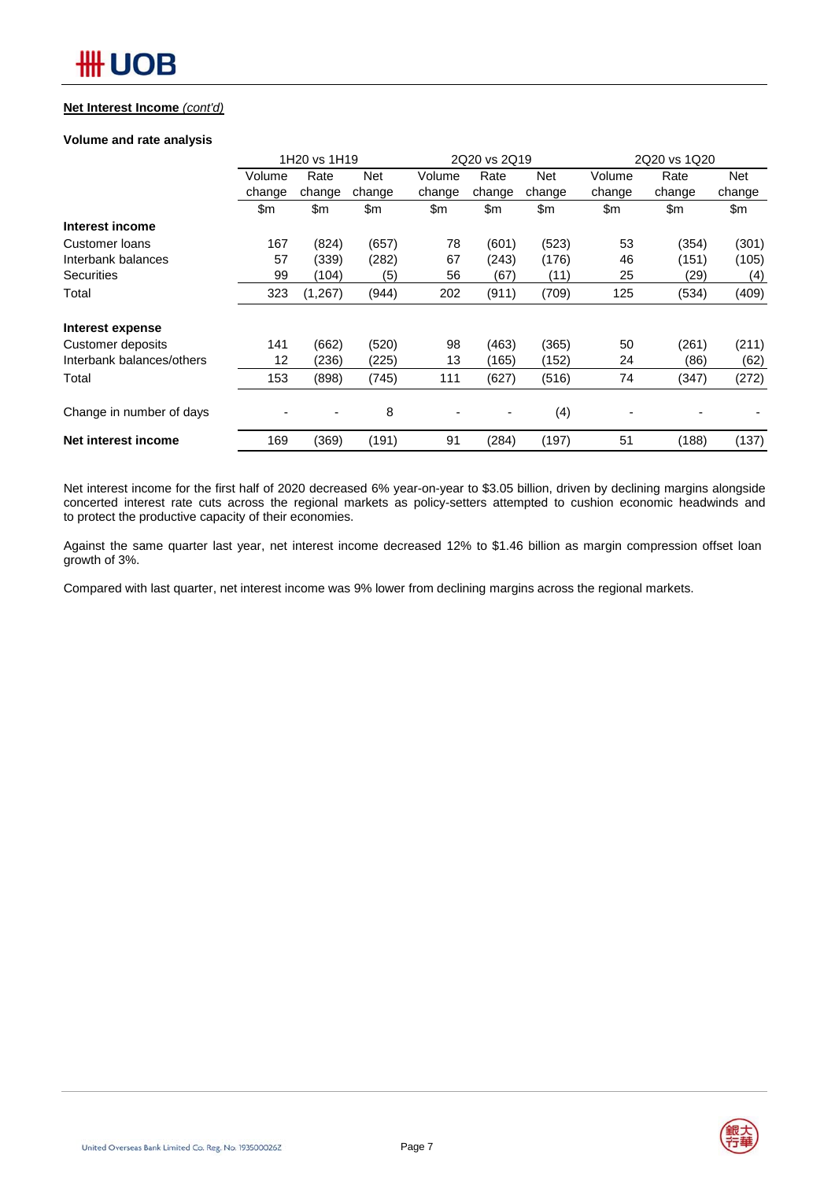**Net Interest Income** *(cont'd)*

**Volume and rate analysis**

| | 1H20 vs 1H19 | | | 2Q20 vs 2Q19 | | | 2Q20 vs 1Q20 | | |
|---|---|---|---|---|---|---|---|---|---|
| | Volume change | Rate change | Net change | Volume change | Rate change | Net change | Volume change | Rate change | Net change |
| | $m | $m | $m | $m | $m | $m | $m | $m | $m |
| **Interest income** | | | | | | | | | |
| Customer loans | 167 | (824) | (657) | 78 | (601) | (523) | 53 | (354) | (301) |
| Interbank balances | 57 | (339) | (282) | 67 | (243) | (176) | 46 | (151) | (105) |
| Securities | 99 | (104) | (5) | 56 | (67) | (11) | 25 | (29) | (4) |
| Total | 323 | (1,267) | (944) | 202 | (911) | (709) | 125 | (534) | (409) |
| **Interest expense** | | | | | | | | | |
| Customer deposits | 141 | (662) | (520) | 98 | (463) | (365) | 50 | (261) | (211) |
| Interbank balances/others | 12 | (236) | (225) | 13 | (165) | (152) | 24 | (86) | (62) |
| Total | 153 | (898) | (745) | 111 | (627) | (516) | 74 | (347) | (272) |
| Change in number of days | - | - | 8 | - | - | (4) | - | - | - |
| **Net interest income** | 169 | (369) | (191) | 91 | (284) | (197) | 51 | (188) | (137) |

Net interest income for the first half of 2020 decreased 6% year-on-year to $3.05 billion, driven by declining margins alongside concerted interest rate cuts across the regional markets as policy-setters attempted to cushion economic headwinds and to protect the productive capacity of their economies.

Against the same quarter last year, net interest income decreased 12% to $1.46 billion as margin compression offset loan growth of 3%.

Compared with last quarter, net interest income was 9% lower from declining margins across the regional markets.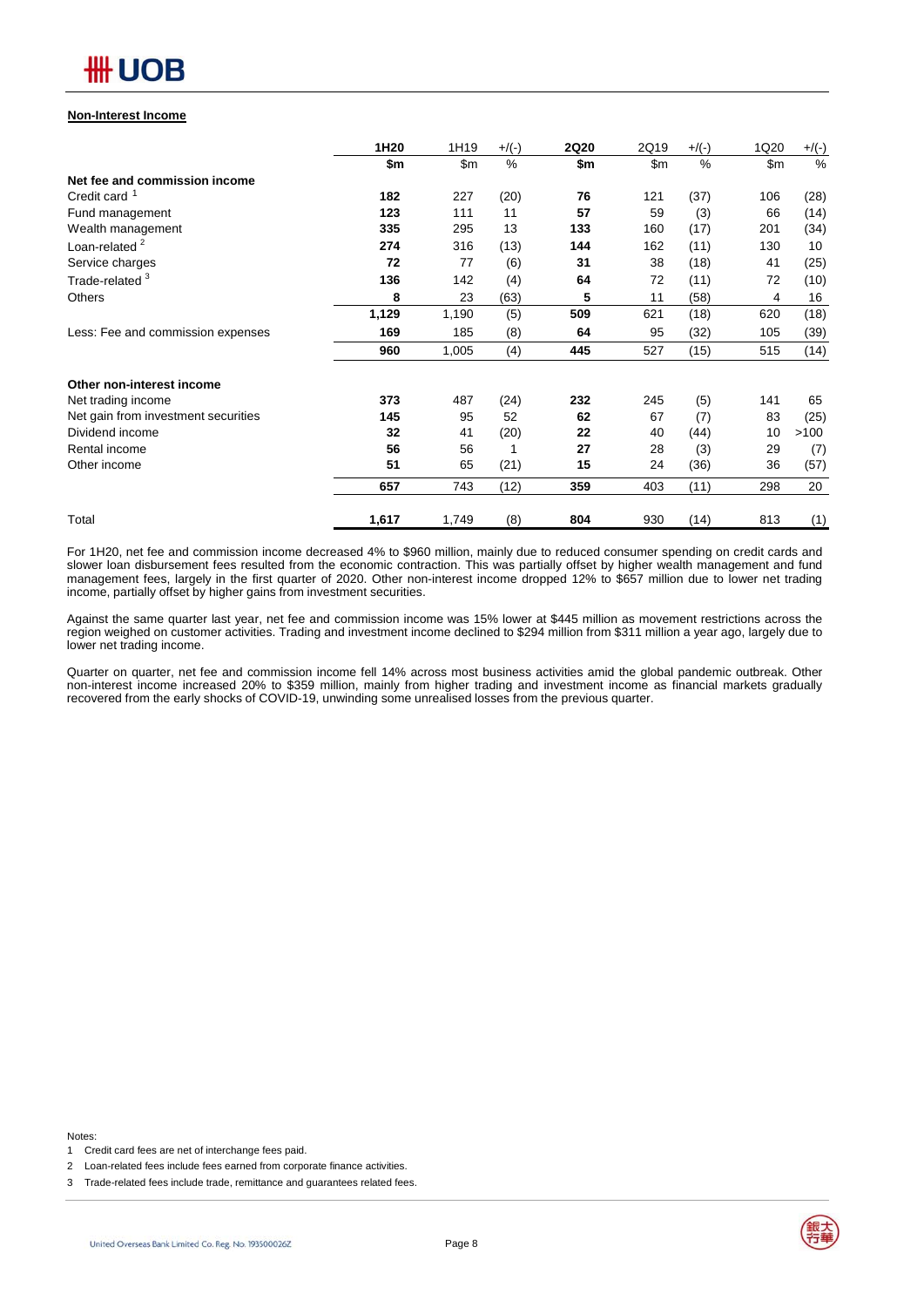**Non-Interest Income**

| | 1H20 | 1H19 | +/(-) | 2Q20 | 2Q19 | +/(-) | 1Q20 | +/(-) |
|---|---|---|---|---|---|---|---|---|
| | $m | $m | % | $m | $m | % | $m | % |
| **Net fee and commission income** | | | | | | | | |
| Credit card [1] | 182 | 227 | (20) | 76 | 121 | (37) | 106 | (28) |
| Fund management | 123 | 111 | 11 | 57 | 59 | (3) | 66 | (14) |
| Wealth management | 335 | 295 | 13 | 133 | 160 | (17) | 201 | (34) |
| Loan-related [2] | 274 | 316 | (13) | 144 | 162 | (11) | 130 | 10 |
| Service charges | 72 | 77 | (6) | 31 | 38 | (18) | 41 | (25) |
| Trade-related [3] | 136 | 142 | (4) | 64 | 72 | (11) | 72 | (10) |
| Others | 8 | 23 | (63) | 5 | 11 | (58) | 4 | 16 |
| | 1,129 | 1,190 | (5) | 509 | 621 | (18) | 620 | (18) |
| Less: Fee and commission expenses | 169 | 185 | (8) | 64 | 95 | (32) | 105 | (39) |
| | 960 | 1,005 | (4) | 445 | 527 | (15) | 515 | (14) |
| **Other non-interest income** | | | | | | | | |
| Net trading income | 373 | 487 | (24) | 232 | 245 | (5) | 141 | 65 |
| Net gain from investment securities | 145 | 95 | 52 | 62 | 67 | (7) | 83 | (25) |
| Dividend income | 32 | 41 | (20) | 22 | 40 | (44) | 10 | >100 |
| Rental income | 56 | 56 | 1 | 27 | 28 | (3) | 29 | (7) |
| Other income | 51 | 65 | (21) | 15 | 24 | (36) | 36 | (57) |
| | 657 | 743 | (12) | 359 | 403 | (11) | 298 | 20 |
| Total | 1,617 | 1,749 | (8) | 804 | 930 | (14) | 813 | (1) |

For 1H20, net fee and commission income decreased 4% to $960 million, mainly due to reduced consumer spending on credit cards and slower loan disbursement fees resulted from the economic contraction. This was partially offset by higher wealth management and fund management fees, largely in the first quarter of 2020. Other non-interest income dropped 12% to $657 million due to lower net trading income, partially offset by higher gains from investment securities.

Against the same quarter last year, net fee and commission income was 15% lower at $445 million as movement restrictions across the region weighed on customer activities. Trading and investment income declined to $294 million from $311 million a year ago, largely due to lower net trading income.

Quarter on quarter, net fee and commission income fell 14% across most business activities amid the global pandemic outbreak. Other non-interest income increased 20% to $359 million, mainly from higher trading and investment income as financial markets gradually recovered from the early shocks of COVID-19, unwinding some unrealised losses from the previous quarter.

Notes:

1 Credit card fees are net of interchange fees paid.

2 Loan-related fees include fees earned from corporate finance activities.

3 Trade-related fees include trade, remittance and guarantees related fees.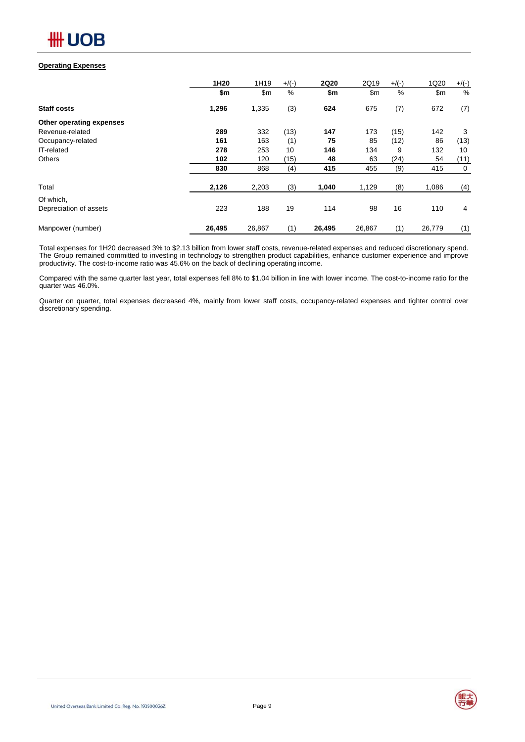## Operating Expenses

| | 1H20 | 1H19 | +/(-) | 2Q20 | 2Q19 | +/(-) | 1Q20 | +/(-) |
|---|---|---|---|---|---|---|---|---|
| | $m | $m | % | $m | $m | % | $m | % |
| **Staff costs** | **1,296** | 1,335 | (3) | **624** | 675 | (7) | 672 | (7) |
| **Other operating expenses** | | | | | | | | |
| Revenue-related | **289** | 332 | (13) | **147** | 173 | (15) | 142 | 3 |
| Occupancy-related | **161** | 163 | (1) | **75** | 85 | (12) | 86 | (13) |
| IT-related | **278** | 253 | 10 | **146** | 134 | 9 | 132 | 10 |
| Others | **102** | 120 | (15) | **48** | 63 | (24) | 54 | (11) |
| | **830** | 868 | (4) | **415** | 455 | (9) | 415 | 0 |
| Total | **2,126** | 2,203 | (3) | **1,040** | 1,129 | (8) | 1,086 | (4) |
| Of which, Depreciation of assets | 223 | 188 | 19 | 114 | 98 | 16 | 110 | 4 |
| Manpower (number) | **26,495** | 26,867 | (1) | **26,495** | 26,867 | (1) | 26,779 | (1) |

Total expenses for 1H20 decreased 3% to $2.13 billion from lower staff costs, revenue-related expenses and reduced discretionary spend. The Group remained committed to investing in technology to strengthen product capabilities, enhance customer experience and improve productivity. The cost-to-income ratio was 45.6% on the back of declining operating income.

Compared with the same quarter last year, total expenses fell 8% to $1.04 billion in line with lower income. The cost-to-income ratio for the quarter was 46.0%.

Quarter on quarter, total expenses decreased 4%, mainly from lower staff costs, occupancy-related expenses and tighter control over discretionary spending.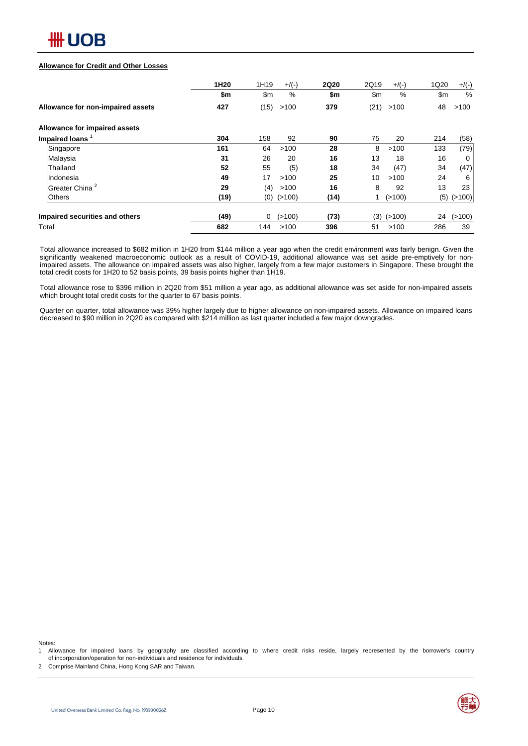**Allowance for Credit and Other Losses**

| | 1H20 | 1H19 | +/(-) | 2Q20 | 2Q19 | +/(-) | 1Q20 | +/(-) |
|---|---|---|---|---|---|---|---|---|
| | **$m** | $m | % | **$m** | $m | % | $m | % |
| **Allowance for non-impaired assets** | **427** | (15) | >100 | **379** | (21) | >100 | 48 | >100 |
| **Allowance for impaired assets** | | | | | | | | |
| **Impaired loans** [1] | **304** | 158 | 92 | **90** | 75 | 20 | 214 | (58) |
| Singapore | **161** | 64 | >100 | **28** | 8 | >100 | 133 | (79) |
| Malaysia | **31** | 26 | 20 | **16** | 13 | 18 | 16 | 0 |
| Thailand | **52** | 55 | (5) | **18** | 34 | (47) | 34 | (47) |
| Indonesia | **49** | 17 | >100 | **25** | 10 | >100 | 24 | 6 |
| Greater China [2] | **29** | (4) | >100 | **16** | 8 | 92 | 13 | 23 |
| Others | **(19)** | (0) | (>100) | **(14)** | 1 | (>100) | (5) | (>100) |
| **Impaired securities and others** | **(49)** | 0 | (>100) | **(73)** | (3) | (>100) | 24 | (>100) |
| Total | **682** | 144 | >100 | **396** | 51 | >100 | 286 | 39 |

Total allowance increased to $682 million in 1H20 from $144 million a year ago when the credit environment was fairly benign. Given the significantly weakened macroeconomic outlook as a result of COVID-19, additional allowance was set aside pre-emptively for non-impaired assets. The allowance on impaired assets was also higher, largely from a few major customers in Singapore. These brought the total credit costs for 1H20 to 52 basis points, 39 basis points higher than 1H19.

Total allowance rose to $396 million in 2Q20 from $51 million a year ago, as additional allowance was set aside for non-impaired assets which brought total credit costs for the quarter to 67 basis points.

Quarter on quarter, total allowance was 39% higher largely due to higher allowance on non-impaired assets. Allowance on impaired loans decreased to $90 million in 2Q20 as compared with $214 million as last quarter included a few major downgrades.

Notes:

1 Allowance for impaired loans by geography are classified according to where credit risks reside, largely represented by the borrower's country of incorporation/operation for non-individuals and residence for individuals.

2 Comprise Mainland China, Hong Kong SAR and Taiwan.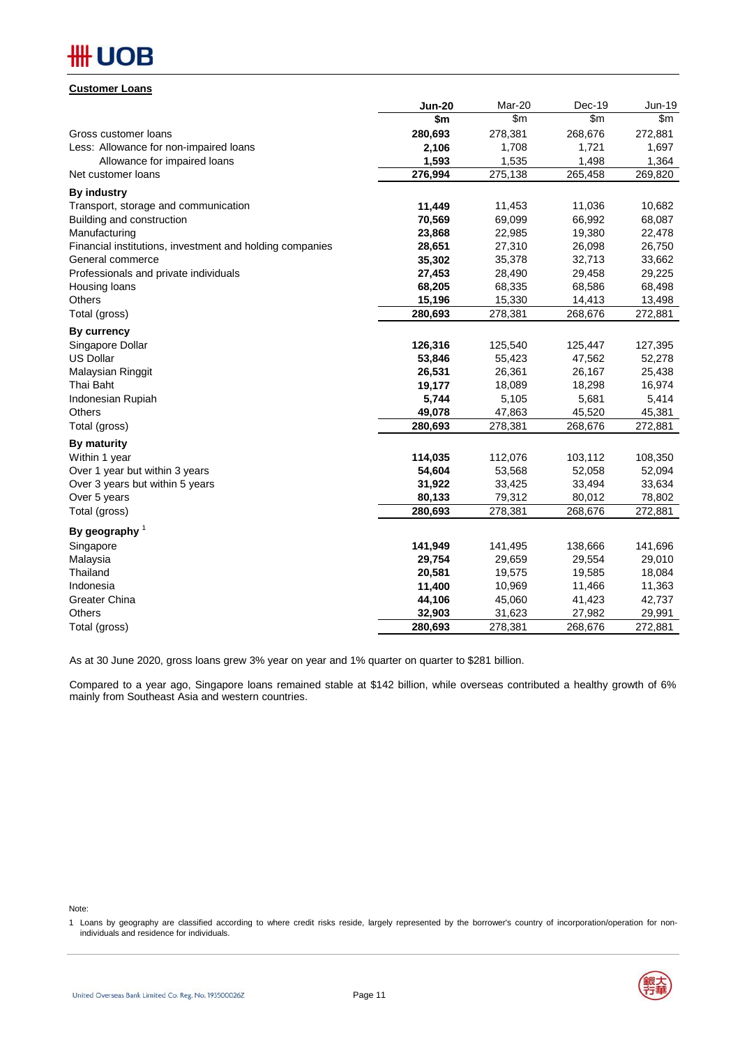## Customer Loans

| | Jun-20 | Mar-20 | Dec-19 | Jun-19 |
|---|---|---|---|---|
| | **$m** | $m | $m | $m |
| Gross customer loans | **280,693** | 278,381 | 268,676 | 272,881 |
| Less: Allowance for non-impaired loans | **2,106** | 1,708 | 1,721 | 1,697 |
| Allowance for impaired loans | **1,593** | 1,535 | 1,498 | 1,364 |
| Net customer loans | **276,994** | 275,138 | 265,458 | 269,820 |
| **By industry** | | | | |
| Transport, storage and communication | **11,449** | 11,453 | 11,036 | 10,682 |
| Building and construction | **70,569** | 69,099 | 66,992 | 68,087 |
| Manufacturing | **23,868** | 22,985 | 19,380 | 22,478 |
| Financial institutions, investment and holding companies | **28,651** | 27,310 | 26,098 | 26,750 |
| General commerce | **35,302** | 35,378 | 32,713 | 33,662 |
| Professionals and private individuals | **27,453** | 28,490 | 29,458 | 29,225 |
| Housing loans | **68,205** | 68,335 | 68,586 | 68,498 |
| Others | **15,196** | 15,330 | 14,413 | 13,498 |
| Total (gross) | **280,693** | 278,381 | 268,676 | 272,881 |
| **By currency** | | | | |
| Singapore Dollar | **126,316** | 125,540 | 125,447 | 127,395 |
| US Dollar | **53,846** | 55,423 | 47,562 | 52,278 |
| Malaysian Ringgit | **26,531** | 26,361 | 26,167 | 25,438 |
| Thai Baht | **19,177** | 18,089 | 18,298 | 16,974 |
| Indonesian Rupiah | **5,744** | 5,105 | 5,681 | 5,414 |
| Others | **49,078** | 47,863 | 45,520 | 45,381 |
| Total (gross) | **280,693** | 278,381 | 268,676 | 272,881 |
| **By maturity** | | | | |
| Within 1 year | **114,035** | 112,076 | 103,112 | 108,350 |
| Over 1 year but within 3 years | **54,604** | 53,568 | 52,058 | 52,094 |
| Over 3 years but within 5 years | **31,922** | 33,425 | 33,494 | 33,634 |
| Over 5 years | **80,133** | 79,312 | 80,012 | 78,802 |
| Total (gross) | **280,693** | 278,381 | 268,676 | 272,881 |
| **By geography** [1] | | | | |
| Singapore | **141,949** | 141,495 | 138,666 | 141,696 |
| Malaysia | **29,754** | 29,659 | 29,554 | 29,010 |
| Thailand | **20,581** | 19,575 | 19,585 | 18,084 |
| Indonesia | **11,400** | 10,969 | 11,466 | 11,363 |
| Greater China | **44,106** | 45,060 | 41,423 | 42,737 |
| Others | **32,903** | 31,623 | 27,982 | 29,991 |
| Total (gross) | **280,693** | 278,381 | 268,676 | 272,881 |

As at 30 June 2020, gross loans grew 3% year on year and 1% quarter on quarter to $281 billion.

Compared to a year ago, Singapore loans remained stable at $142 billion, while overseas contributed a healthy growth of 6% mainly from Southeast Asia and western countries.

Note:

1 Loans by geography are classified according to where credit risks reside, largely represented by the borrower's country of incorporation/operation for non-individuals and residence for individuals.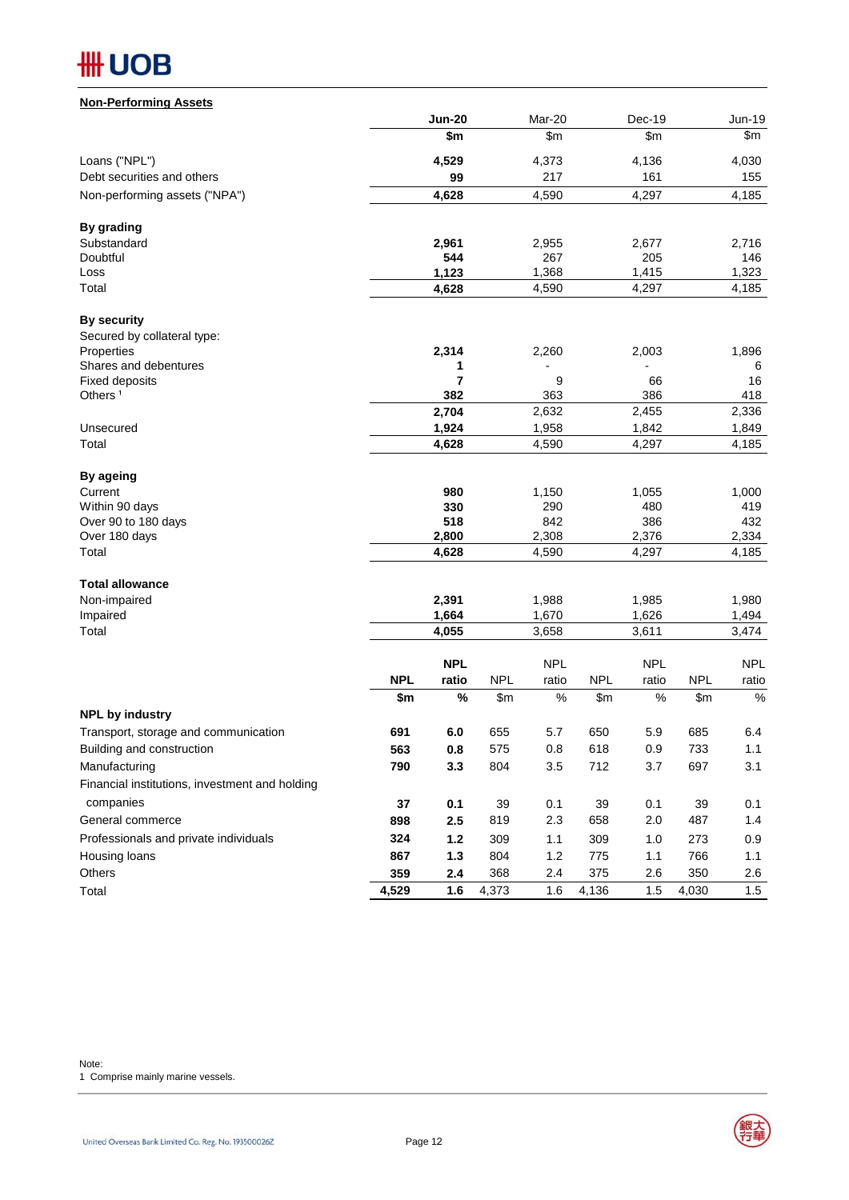## Non-Performing Assets

| | Jun-20 | Mar-20 | Dec-19 | Jun-19 |
|---|---|---|---|---|
| | $m | $m | $m | $m |
| Loans ("NPL") | **4,529** | 4,373 | 4,136 | 4,030 |
| Debt securities and others | **99** | 217 | 161 | 155 |
| Non-performing assets ("NPA") | **4,628** | 4,590 | 4,297 | 4,185 |
| **By grading** | | | | |
| Substandard | **2,961** | 2,955 | 2,677 | 2,716 |
| Doubtful | **544** | 267 | 205 | 146 |
| Loss | **1,123** | 1,368 | 1,415 | 1,323 |
| Total | **4,628** | 4,590 | 4,297 | 4,185 |
| **By security** | | | | |
| Secured by collateral type: | | | | |
| Properties | **2,314** | 2,260 | 2,003 | 1,896 |
| Shares and debentures | **1** | - | - | 6 |
| Fixed deposits | **7** | 9 | 66 | 16 |
| Others [1] | **382** | 363 | 386 | 418 |
| | **2,704** | 2,632 | 2,455 | 2,336 |
| Unsecured | **1,924** | 1,958 | 1,842 | 1,849 |
| Total | **4,628** | 4,590 | 4,297 | 4,185 |
| **By ageing** | | | | |
| Current | **980** | 1,150 | 1,055 | 1,000 |
| Within 90 days | **330** | 290 | 480 | 419 |
| Over 90 to 180 days | **518** | 842 | 386 | 432 |
| Over 180 days | **2,800** | 2,308 | 2,376 | 2,334 |
| Total | **4,628** | 4,590 | 4,297 | 4,185 |
| **Total allowance** | | | | |
| Non-impaired | **2,391** | 1,988 | 1,985 | 1,980 |
| Impaired | **1,664** | 1,670 | 1,626 | 1,494 |
| Total | **4,055** | 3,658 | 3,611 | 3,474 |

| | Jun-20 | | Mar-20 | | Dec-19 | | Jun-19 | |
|---|---|---|---|---|---|---|---|---|
| | **NPL** | **NPL ratio** | NPL | NPL ratio | NPL | NPL ratio | NPL | NPL ratio |
| | **$m** | **%** | $m | % | $m | % | $m | % |
| **NPL by industry** | | | | | | | | |
| Transport, storage and communication | **691** | **6.0** | 655 | 5.7 | 650 | 5.9 | 685 | 6.4 |
| Building and construction | **563** | **0.8** | 575 | 0.8 | 618 | 0.9 | 733 | 1.1 |
| Manufacturing | **790** | **3.3** | 804 | 3.5 | 712 | 3.7 | 697 | 3.1 |
| Financial institutions, investment and holding companies | **37** | **0.1** | 39 | 0.1 | 39 | 0.1 | 39 | 0.1 |
| General commerce | **898** | **2.5** | 819 | 2.3 | 658 | 2.0 | 487 | 1.4 |
| Professionals and private individuals | **324** | **1.2** | 309 | 1.1 | 309 | 1.0 | 273 | 0.9 |
| Housing loans | **867** | **1.3** | 804 | 1.2 | 775 | 1.1 | 766 | 1.1 |
| Others | **359** | **2.4** | 368 | 2.4 | 375 | 2.6 | 350 | 2.6 |
| Total | **4,529** | **1.6** | 4,373 | 1.6 | 4,136 | 1.5 | 4,030 | 1.5 |

Note:
1 Comprise mainly marine vessels.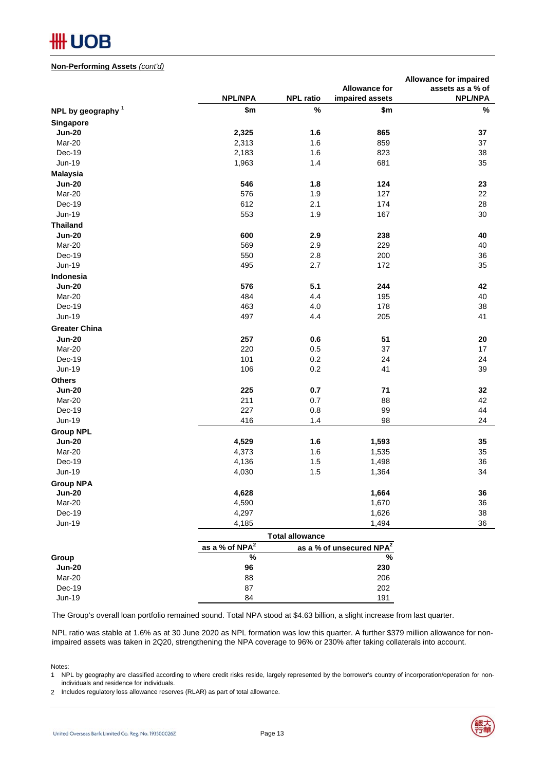**Non-Performing Assets** *(cont'd)*

| NPL by geography [1] | NPL/NPA | NPL ratio | Allowance for impaired assets | Allowance for impaired assets as a % of NPL/NPA |
|---|---|---|---|---|
| | $m | % | $m | % |
| **Singapore** | | | | |
| **Jun-20** | **2,325** | **1.6** | **865** | **37** |
| Mar-20 | 2,313 | 1.6 | 859 | 37 |
| Dec-19 | 2,183 | 1.6 | 823 | 38 |
| Jun-19 | 1,963 | 1.4 | 681 | 35 |
| **Malaysia** | | | | |
| **Jun-20** | **546** | **1.8** | **124** | **23** |
| Mar-20 | 576 | 1.9 | 127 | 22 |
| Dec-19 | 612 | 2.1 | 174 | 28 |
| Jun-19 | 553 | 1.9 | 167 | 30 |
| **Thailand** | | | | |
| **Jun-20** | **600** | **2.9** | **238** | **40** |
| Mar-20 | 569 | 2.9 | 229 | 40 |
| Dec-19 | 550 | 2.8 | 200 | 36 |
| Jun-19 | 495 | 2.7 | 172 | 35 |
| **Indonesia** | | | | |
| **Jun-20** | **576** | **5.1** | **244** | **42** |
| Mar-20 | 484 | 4.4 | 195 | 40 |
| Dec-19 | 463 | 4.0 | 178 | 38 |
| Jun-19 | 497 | 4.4 | 205 | 41 |
| **Greater China** | | | | |
| **Jun-20** | **257** | **0.6** | **51** | **20** |
| Mar-20 | 220 | 0.5 | 37 | 17 |
| Dec-19 | 101 | 0.2 | 24 | 24 |
| Jun-19 | 106 | 0.2 | 41 | 39 |
| **Others** | | | | |
| **Jun-20** | **225** | **0.7** | **71** | **32** |
| Mar-20 | 211 | 0.7 | 88 | 42 |
| Dec-19 | 227 | 0.8 | 99 | 44 |
| Jun-19 | 416 | 1.4 | 98 | 24 |
| **Group NPL** | | | | |
| **Jun-20** | **4,529** | **1.6** | **1,593** | **35** |
| Mar-20 | 4,373 | 1.6 | 1,535 | 35 |
| Dec-19 | 4,136 | 1.5 | 1,498 | 36 |
| Jun-19 | 4,030 | 1.5 | 1,364 | 34 |
| **Group NPA** | | | | |
| **Jun-20** | **4,628** | | **1,664** | **36** |
| Mar-20 | 4,590 | | 1,670 | 36 |
| Dec-19 | 4,297 | | 1,626 | 38 |
| Jun-19 | 4,185 | | 1,494 | 36 |

| | Total allowance | |
|---|---|---|
| | as a % of NPA [2] | as a % of unsecured NPA [2] |
| **Group** | % | % |
| **Jun-20** | **96** | **230** |
| Mar-20 | 88 | 206 |
| Dec-19 | 87 | 202 |
| Jun-19 | 84 | 191 |

The Group's overall loan portfolio remained sound. Total NPA stood at $4.63 billion, a slight increase from last quarter.

NPL ratio was stable at 1.6% as at 30 June 2020 as NPL formation was low this quarter. A further $379 million allowance for non-impaired assets was taken in 2Q20, strengthening the NPA coverage to 96% or 230% after taking collaterals into account.

Notes:

1 NPL by geography are classified according to where credit risks reside, largely represented by the borrower's country of incorporation/operation for non-individuals and residence for individuals.

2 Includes regulatory loss allowance reserves (RLAR) as part of total allowance.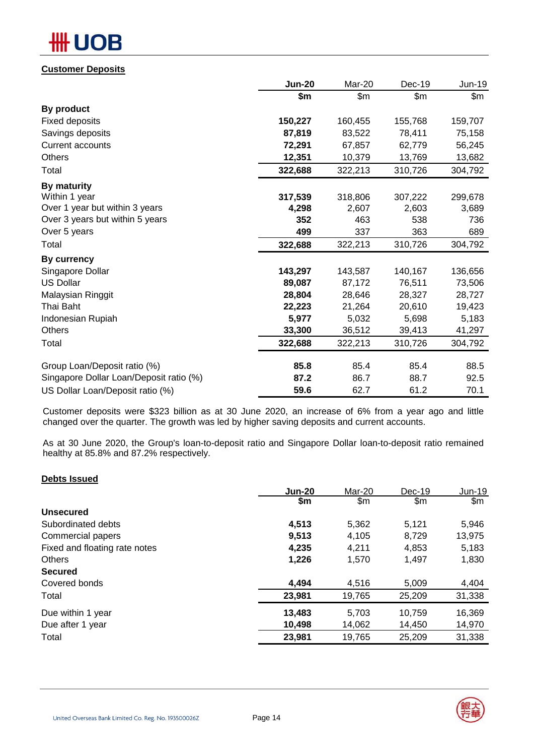## Customer Deposits

| | Jun-20 | Mar-20 | Dec-19 | Jun-19 |
|---|---|---|---|---|
| | $m | $m | $m | $m |
| **By product** | | | | |
| Fixed deposits | **150,227** | 160,455 | 155,768 | 159,707 |
| Savings deposits | **87,819** | 83,522 | 78,411 | 75,158 |
| Current accounts | **72,291** | 67,857 | 62,779 | 56,245 |
| Others | **12,351** | 10,379 | 13,769 | 13,682 |
| Total | **322,688** | 322,213 | 310,726 | 304,792 |
| **By maturity** | | | | |
| Within 1 year | **317,539** | 318,806 | 307,222 | 299,678 |
| Over 1 year but within 3 years | **4,298** | 2,607 | 2,603 | 3,689 |
| Over 3 years but within 5 years | **352** | 463 | 538 | 736 |
| Over 5 years | **499** | 337 | 363 | 689 |
| Total | **322,688** | 322,213 | 310,726 | 304,792 |
| **By currency** | | | | |
| Singapore Dollar | **143,297** | 143,587 | 140,167 | 136,656 |
| US Dollar | **89,087** | 87,172 | 76,511 | 73,506 |
| Malaysian Ringgit | **28,804** | 28,646 | 28,327 | 28,727 |
| Thai Baht | **22,223** | 21,264 | 20,610 | 19,423 |
| Indonesian Rupiah | **5,977** | 5,032 | 5,698 | 5,183 |
| Others | **33,300** | 36,512 | 39,413 | 41,297 |
| Total | **322,688** | 322,213 | 310,726 | 304,792 |
| Group Loan/Deposit ratio (%) | **85.8** | 85.4 | 85.4 | 88.5 |
| Singapore Dollar Loan/Deposit ratio (%) | **87.2** | 86.7 | 88.7 | 92.5 |
| US Dollar Loan/Deposit ratio (%) | **59.6** | 62.7 | 61.2 | 70.1 |

Customer deposits were $323 billion as at 30 June 2020, an increase of 6% from a year ago and little changed over the quarter. The growth was led by higher saving deposits and current accounts.

As at 30 June 2020, the Group's loan-to-deposit ratio and Singapore Dollar loan-to-deposit ratio remained healthy at 85.8% and 87.2% respectively.

## Debts Issued

| | Jun-20 | Mar-20 | Dec-19 | Jun-19 |
|---|---|---|---|---|
| | $m | $m | $m | $m |
| **Unsecured** | | | | |
| Subordinated debts | **4,513** | 5,362 | 5,121 | 5,946 |
| Commercial papers | **9,513** | 4,105 | 8,729 | 13,975 |
| Fixed and floating rate notes | **4,235** | 4,211 | 4,853 | 5,183 |
| Others | **1,226** | 1,570 | 1,497 | 1,830 |
| **Secured** | | | | |
| Covered bonds | **4,494** | 4,516 | 5,009 | 4,404 |
| Total | **23,981** | 19,765 | 25,209 | 31,338 |
| Due within 1 year | **13,483** | 5,703 | 10,759 | 16,369 |
| Due after 1 year | **10,498** | 14,062 | 14,450 | 14,970 |
| Total | **23,981** | 19,765 | 25,209 | 31,338 |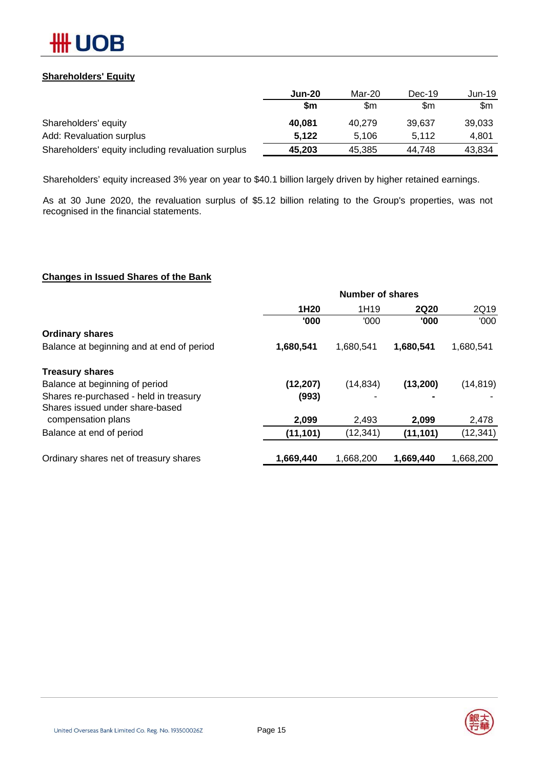## Shareholders' Equity

| | **Jun-20** | Mar-20 | Dec-19 | Jun-19 |
|---|---|---|---|---|
| | **$m** | $m | $m | $m |
| Shareholders' equity | **40,081** | 40,279 | 39,637 | 39,033 |
| Add: Revaluation surplus | **5,122** | 5,106 | 5,112 | 4,801 |
| Shareholders' equity including revaluation surplus | **45,203** | 45,385 | 44,748 | 43,834 |

Shareholders' equity increased 3% year on year to $40.1 billion largely driven by higher retained earnings.

As at 30 June 2020, the revaluation surplus of $5.12 billion relating to the Group's properties, was not recognised in the financial statements.

## Changes in Issued Shares of the Bank

| | Number of shares | | | |
|---|---|---|---|---|
| | **1H20** | 1H19 | **2Q20** | 2Q19 |
| | **'000** | '000 | **'000** | '000 |
| **Ordinary shares** | | | | |
| Balance at beginning and at end of period | **1,680,541** | 1,680,541 | **1,680,541** | 1,680,541 |
| **Treasury shares** | | | | |
| Balance at beginning of period | **(12,207)** | (14,834) | **(13,200)** | (14,819) |
| Shares re-purchased - held in treasury | **(993)** | - | **-** | - |
| Shares issued under share-based compensation plans | **2,099** | 2,493 | **2,099** | 2,478 |
| Balance at end of period | **(11,101)** | (12,341) | **(11,101)** | (12,341) |
| Ordinary shares net of treasury shares | **1,669,440** | 1,668,200 | **1,669,440** | 1,668,200 |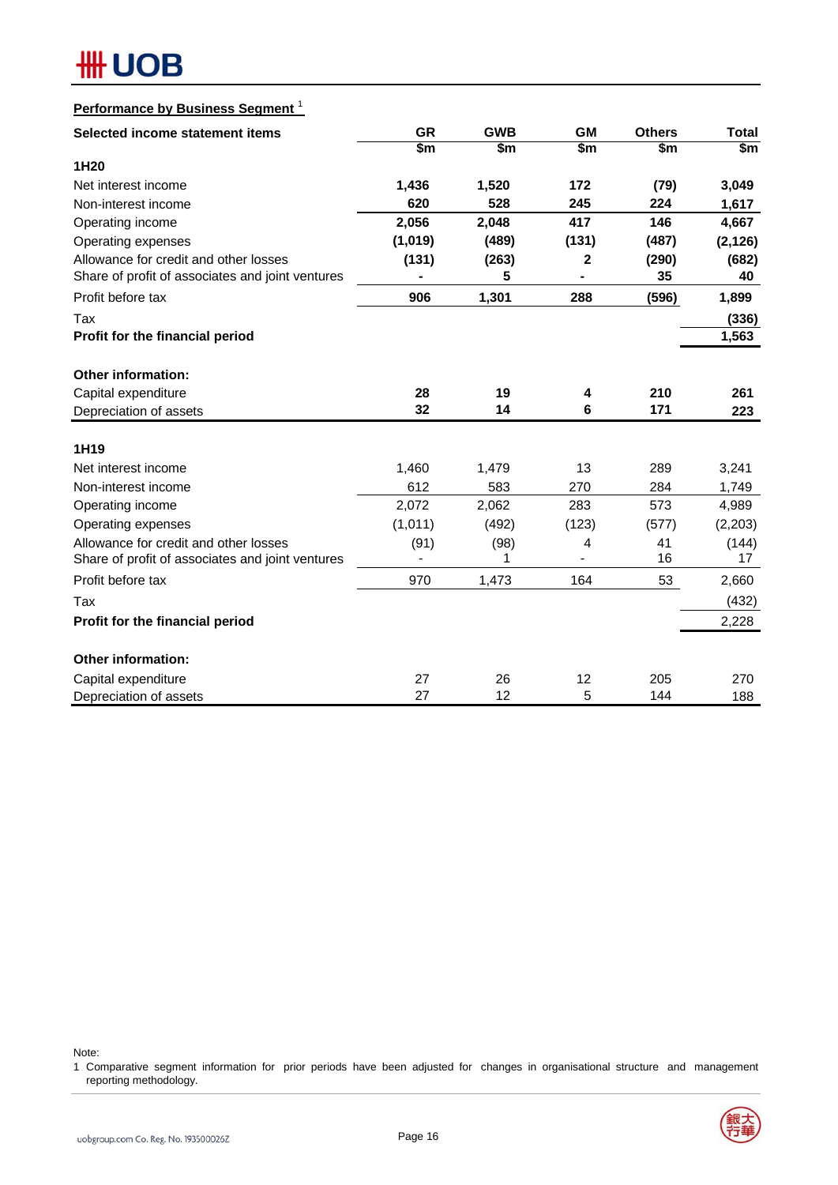**Performance by Business Segment** [1]

| Selected income statement items | GR | GWB | GM | Others | Total |
|---|---|---|---|---|---|
| | $m | $m | $m | $m | $m |
| **1H20** | | | | | |
| Net interest income | **1,436** | **1,520** | **172** | **(79)** | **3,049** |
| Non-interest income | **620** | **528** | **245** | **224** | **1,617** |
| Operating income | **2,056** | **2,048** | **417** | **146** | **4,667** |
| Operating expenses | **(1,019)** | **(489)** | **(131)** | **(487)** | **(2,126)** |
| Allowance for credit and other losses | **(131)** | **(263)** | **2** | **(290)** | **(682)** |
| Share of profit of associates and joint ventures | **-** | **5** | **-** | **35** | **40** |
| Profit before tax | **906** | **1,301** | **288** | **(596)** | **1,899** |
| Tax | | | | | **(336)** |
| **Profit for the financial period** | | | | | **1,563** |
| **Other information:** | | | | | |
| Capital expenditure | **28** | **19** | **4** | **210** | **261** |
| Depreciation of assets | **32** | **14** | **6** | **171** | **223** |
| **1H19** | | | | | |
| Net interest income | 1,460 | 1,479 | 13 | 289 | 3,241 |
| Non-interest income | 612 | 583 | 270 | 284 | 1,749 |
| Operating income | 2,072 | 2,062 | 283 | 573 | 4,989 |
| Operating expenses | (1,011) | (492) | (123) | (577) | (2,203) |
| Allowance for credit and other losses | (91) | (98) | 4 | 41 | (144) |
| Share of profit of associates and joint ventures | - | 1 | - | 16 | 17 |
| Profit before tax | 970 | 1,473 | 164 | 53 | 2,660 |
| Tax | | | | | (432) |
| **Profit for the financial period** | | | | | 2,228 |
| **Other information:** | | | | | |
| Capital expenditure | 27 | 26 | 12 | 205 | 270 |
| Depreciation of assets | 27 | 12 | 5 | 144 | 188 |

Note:

1 Comparative segment information for prior periods have been adjusted for changes in organisational structure and management reporting methodology.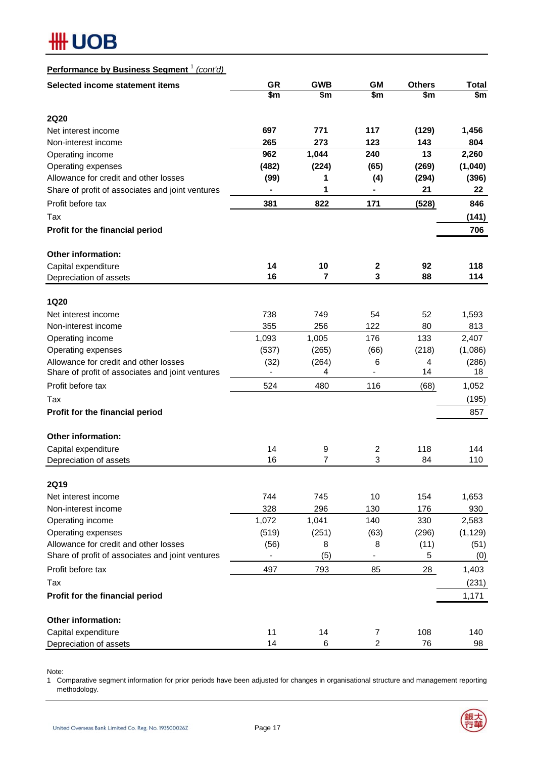**Performance by Business Segment** [1] *(cont'd)*

| Selected income statement items | GR | GWB | GM | Others | Total |
|---|---|---|---|---|---|
| | $m | $m | $m | $m | $m |
| **2Q20** | | | | | |
| Net interest income | **697** | **771** | **117** | **(129)** | **1,456** |
| Non-interest income | **265** | **273** | **123** | **143** | **804** |
| Operating income | **962** | **1,044** | **240** | **13** | **2,260** |
| Operating expenses | **(482)** | **(224)** | **(65)** | **(269)** | **(1,040)** |
| Allowance for credit and other losses | **(99)** | **1** | **(4)** | **(294)** | **(396)** |
| Share of profit of associates and joint ventures | **-** | **1** | **-** | **21** | **22** |
| Profit before tax | **381** | **822** | **171** | **(528)** | **846** |
| Tax | | | | | **(141)** |
| **Profit for the financial period** | | | | | **706** |
| **Other information:** | | | | | |
| Capital expenditure | **14** | **10** | **2** | **92** | **118** |
| Depreciation of assets | **16** | **7** | **3** | **88** | **114** |
| **1Q20** | | | | | |
| Net interest income | 738 | 749 | 54 | 52 | 1,593 |
| Non-interest income | 355 | 256 | 122 | 80 | 813 |
| Operating income | 1,093 | 1,005 | 176 | 133 | 2,407 |
| Operating expenses | (537) | (265) | (66) | (218) | (1,086) |
| Allowance for credit and other losses | (32) | (264) | 6 | 4 | (286) |
| Share of profit of associates and joint ventures | - | 4 | - | 14 | 18 |
| Profit before tax | 524 | 480 | 116 | (68) | 1,052 |
| Tax | | | | | (195) |
| **Profit for the financial period** | | | | | 857 |
| **Other information:** | | | | | |
| Capital expenditure | 14 | 9 | 2 | 118 | 144 |
| Depreciation of assets | 16 | 7 | 3 | 84 | 110 |
| **2Q19** | | | | | |
| Net interest income | 744 | 745 | 10 | 154 | 1,653 |
| Non-interest income | 328 | 296 | 130 | 176 | 930 |
| Operating income | 1,072 | 1,041 | 140 | 330 | 2,583 |
| Operating expenses | (519) | (251) | (63) | (296) | (1,129) |
| Allowance for credit and other losses | (56) | 8 | 8 | (11) | (51) |
| Share of profit of associates and joint ventures | - | (5) | - | 5 | (0) |
| Profit before tax | 497 | 793 | 85 | 28 | 1,403 |
| Tax | | | | | (231) |
| **Profit for the financial period** | | | | | 1,171 |
| **Other information:** | | | | | |
| Capital expenditure | 11 | 14 | 7 | 108 | 140 |
| Depreciation of assets | 14 | 6 | 2 | 76 | 98 |

Note:
1 Comparative segment information for prior periods have been adjusted for changes in organisational structure and management reporting methodology.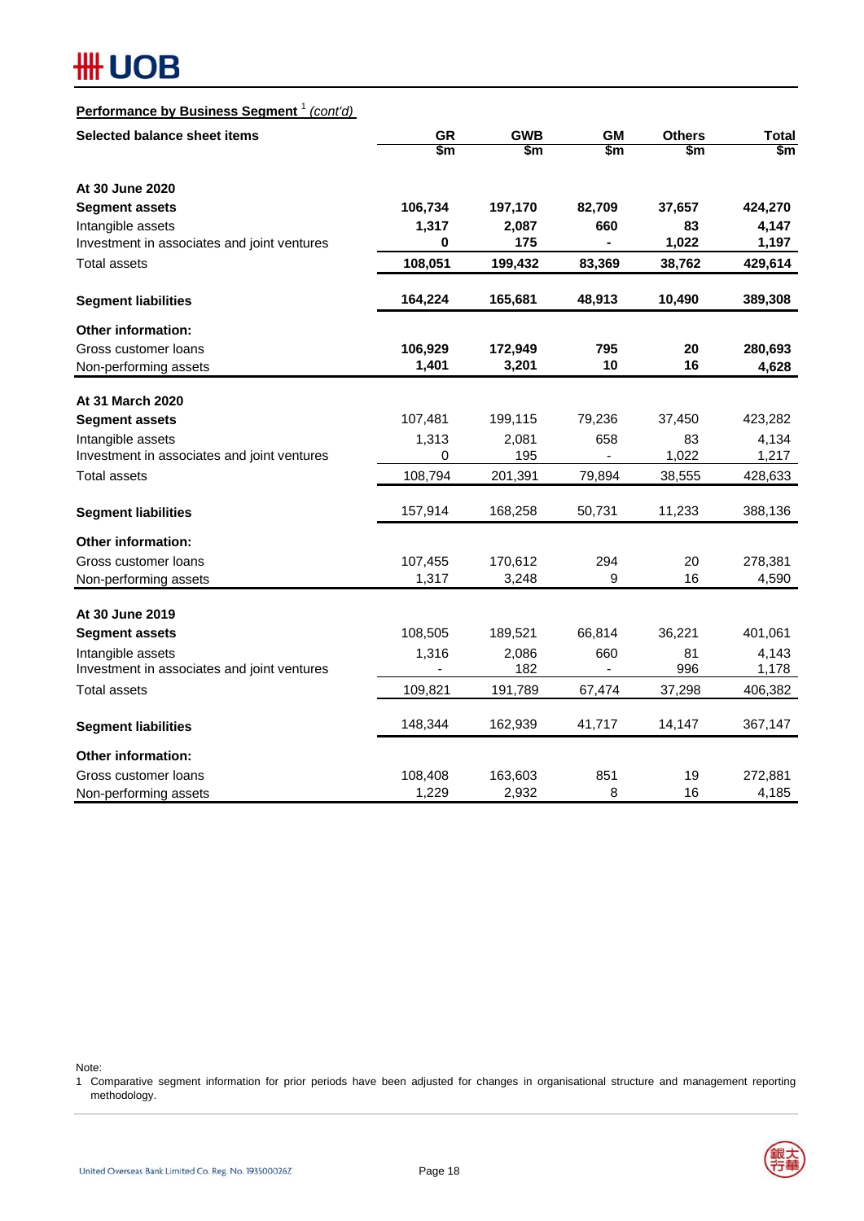## Performance by Business Segment [1] *(cont'd)*

| Selected balance sheet items | GR | GWB | GM | Others | Total |
|---|---|---|---|---|---|
| | $m | $m | $m | $m | $m |
| **At 30 June 2020** | | | | | |
| **Segment assets** | **106,734** | **197,170** | **82,709** | **37,657** | **424,270** |
| Intangible assets | **1,317** | **2,087** | **660** | **83** | **4,147** |
| Investment in associates and joint ventures | **0** | **175** | **-** | **1,022** | **1,197** |
| Total assets | **108,051** | **199,432** | **83,369** | **38,762** | **429,614** |
| **Segment liabilities** | **164,224** | **165,681** | **48,913** | **10,490** | **389,308** |
| **Other information:** | | | | | |
| Gross customer loans | **106,929** | **172,949** | **795** | **20** | **280,693** |
| Non-performing assets | **1,401** | **3,201** | **10** | **16** | **4,628** |
| **At 31 March 2020** | | | | | |
| **Segment assets** | 107,481 | 199,115 | 79,236 | 37,450 | 423,282 |
| Intangible assets | 1,313 | 2,081 | 658 | 83 | 4,134 |
| Investment in associates and joint ventures | 0 | 195 | - | 1,022 | 1,217 |
| Total assets | 108,794 | 201,391 | 79,894 | 38,555 | 428,633 |
| **Segment liabilities** | 157,914 | 168,258 | 50,731 | 11,233 | 388,136 |
| **Other information:** | | | | | |
| Gross customer loans | 107,455 | 170,612 | 294 | 20 | 278,381 |
| Non-performing assets | 1,317 | 3,248 | 9 | 16 | 4,590 |
| **At 30 June 2019** | | | | | |
| **Segment assets** | 108,505 | 189,521 | 66,814 | 36,221 | 401,061 |
| Intangible assets | 1,316 | 2,086 | 660 | 81 | 4,143 |
| Investment in associates and joint ventures | - | 182 | - | 996 | 1,178 |
| Total assets | 109,821 | 191,789 | 67,474 | 37,298 | 406,382 |
| **Segment liabilities** | 148,344 | 162,939 | 41,717 | 14,147 | 367,147 |
| **Other information:** | | | | | |
| Gross customer loans | 108,408 | 163,603 | 851 | 19 | 272,881 |
| Non-performing assets | 1,229 | 2,932 | 8 | 16 | 4,185 |

Note:
1 Comparative segment information for prior periods have been adjusted for changes in organisational structure and management reporting methodology.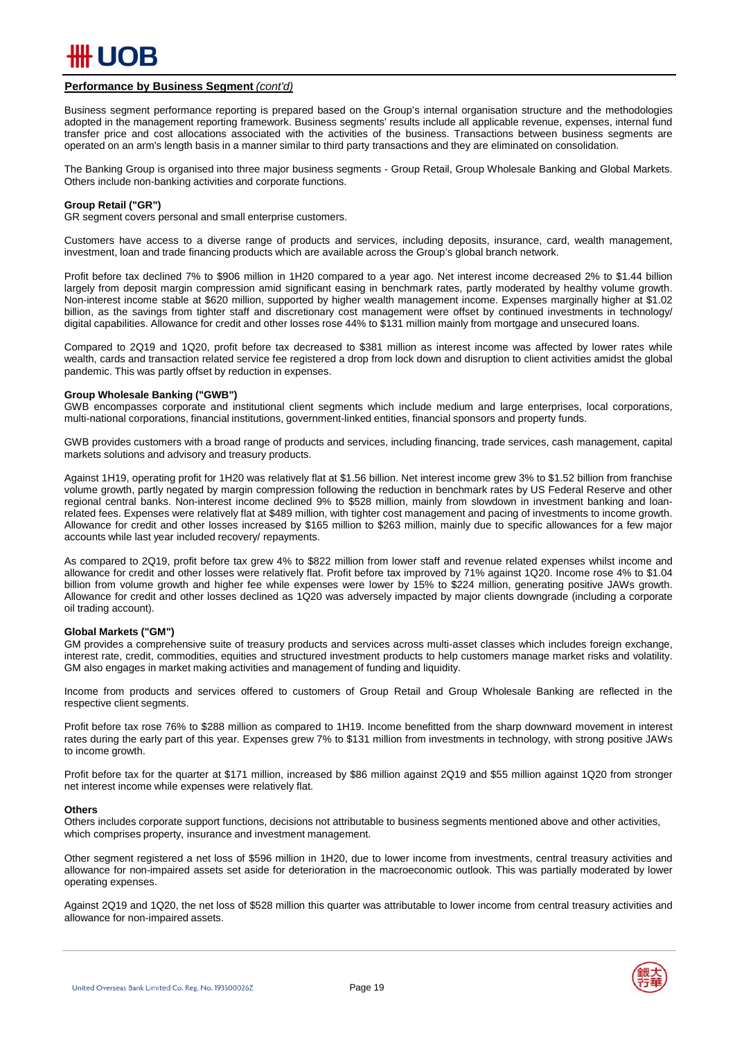## Performance by Business Segment *(cont'd)*

Business segment performance reporting is prepared based on the Group's internal organisation structure and the methodologies adopted in the management reporting framework. Business segments' results include all applicable revenue, expenses, internal fund transfer price and cost allocations associated with the activities of the business. Transactions between business segments are operated on an arm's length basis in a manner similar to third party transactions and they are eliminated on consolidation.

The Banking Group is organised into three major business segments - Group Retail, Group Wholesale Banking and Global Markets. Others include non-banking activities and corporate functions.

### Group Retail ("GR")

GR segment covers personal and small enterprise customers.

Customers have access to a diverse range of products and services, including deposits, insurance, card, wealth management, investment, loan and trade financing products which are available across the Group's global branch network.

Profit before tax declined 7% to $906 million in 1H20 compared to a year ago. Net interest income decreased 2% to $1.44 billion largely from deposit margin compression amid significant easing in benchmark rates, partly moderated by healthy volume growth. Non-interest income stable at $620 million, supported by higher wealth management income. Expenses marginally higher at $1.02 billion, as the savings from tighter staff and discretionary cost management were offset by continued investments in technology/ digital capabilities. Allowance for credit and other losses rose 44% to $131 million mainly from mortgage and unsecured loans.

Compared to 2Q19 and 1Q20, profit before tax decreased to $381 million as interest income was affected by lower rates while wealth, cards and transaction related service fee registered a drop from lock down and disruption to client activities amidst the global pandemic. This was partly offset by reduction in expenses.

### Group Wholesale Banking ("GWB")

GWB encompasses corporate and institutional client segments which include medium and large enterprises, local corporations, multi-national corporations, financial institutions, government-linked entities, financial sponsors and property funds.

GWB provides customers with a broad range of products and services, including financing, trade services, cash management, capital markets solutions and advisory and treasury products.

Against 1H19, operating profit for 1H20 was relatively flat at $1.56 billion. Net interest income grew 3% to $1.52 billion from franchise volume growth, partly negated by margin compression following the reduction in benchmark rates by US Federal Reserve and other regional central banks. Non-interest income declined 9% to $528 million, mainly from slowdown in investment banking and loan-related fees. Expenses were relatively flat at $489 million, with tighter cost management and pacing of investments to income growth. Allowance for credit and other losses increased by $165 million to $263 million, mainly due to specific allowances for a few major accounts while last year included recovery/ repayments.

As compared to 2Q19, profit before tax grew 4% to $822 million from lower staff and revenue related expenses whilst income and allowance for credit and other losses were relatively flat. Profit before tax improved by 71% against 1Q20. Income rose 4% to $1.04 billion from volume growth and higher fee while expenses were lower by 15% to $224 million, generating positive JAWs growth. Allowance for credit and other losses declined as 1Q20 was adversely impacted by major clients downgrade (including a corporate oil trading account).

### Global Markets ("GM")

GM provides a comprehensive suite of treasury products and services across multi-asset classes which includes foreign exchange, interest rate, credit, commodities, equities and structured investment products to help customers manage market risks and volatility. GM also engages in market making activities and management of funding and liquidity.

Income from products and services offered to customers of Group Retail and Group Wholesale Banking are reflected in the respective client segments.

Profit before tax rose 76% to $288 million as compared to 1H19. Income benefitted from the sharp downward movement in interest rates during the early part of this year. Expenses grew 7% to $131 million from investments in technology, with strong positive JAWs to income growth.

Profit before tax for the quarter at $171 million, increased by $86 million against 2Q19 and $55 million against 1Q20 from stronger net interest income while expenses were relatively flat.

### Others

Others includes corporate support functions, decisions not attributable to business segments mentioned above and other activities, which comprises property, insurance and investment management.

Other segment registered a net loss of $596 million in 1H20, due to lower income from investments, central treasury activities and allowance for non-impaired assets set aside for deterioration in the macroeconomic outlook. This was partially moderated by lower operating expenses.

Against 2Q19 and 1Q20, the net loss of $528 million this quarter was attributable to lower income from central treasury activities and allowance for non-impaired assets.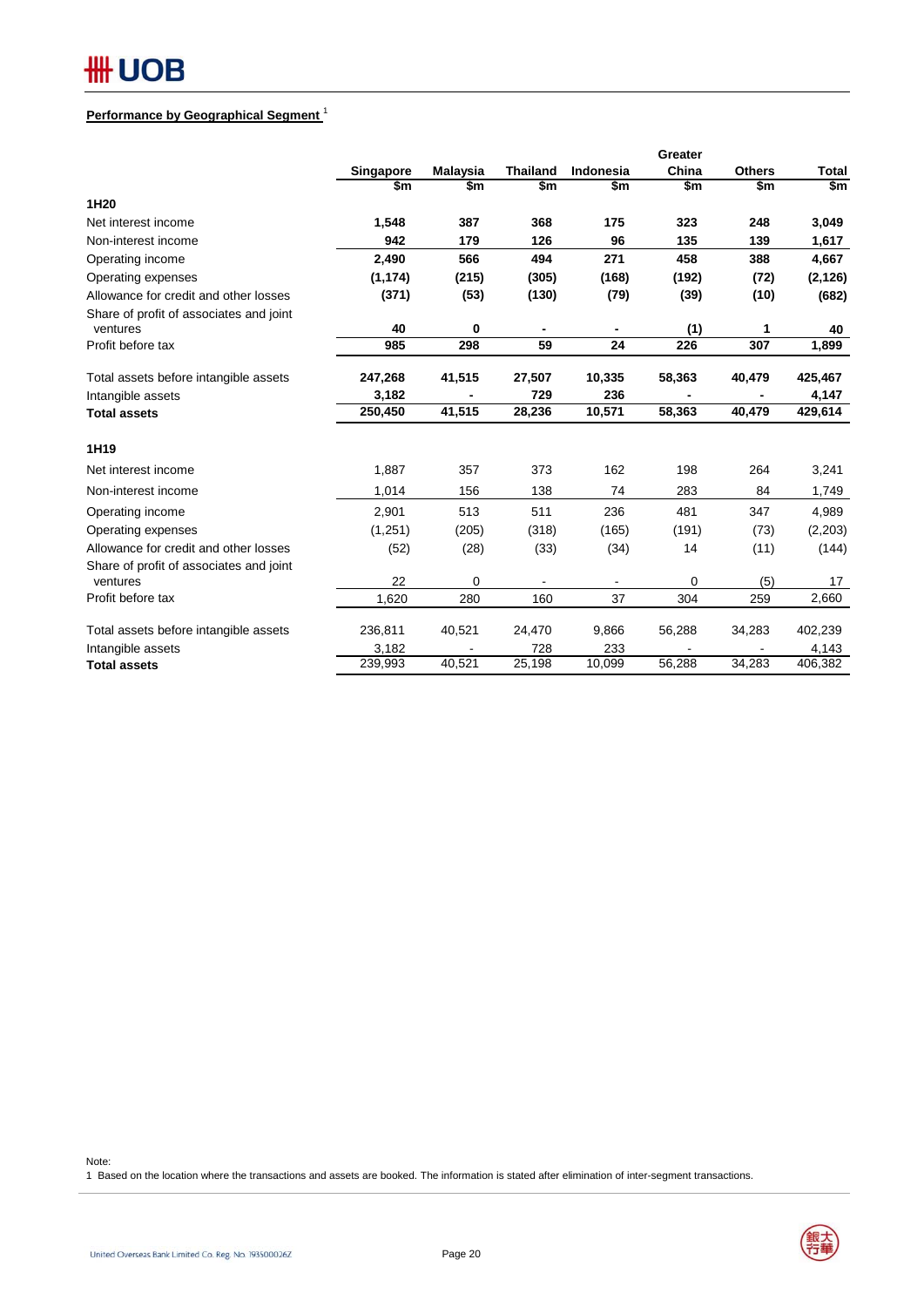## Performance by Geographical Segment [1]

| | Singapore | Malaysia | Thailand | Indonesia | Greater China | Others | Total |
|---|---|---|---|---|---|---|---|
| | $m | $m | $m | $m | $m | $m | $m |
| **1H20** | | | | | | | |
| Net interest income | **1,548** | **387** | **368** | **175** | **323** | **248** | **3,049** |
| Non-interest income | **942** | **179** | **126** | **96** | **135** | **139** | **1,617** |
| Operating income | **2,490** | **566** | **494** | **271** | **458** | **388** | **4,667** |
| Operating expenses | **(1,174)** | **(215)** | **(305)** | **(168)** | **(192)** | **(72)** | **(2,126)** |
| Allowance for credit and other losses | **(371)** | **(53)** | **(130)** | **(79)** | **(39)** | **(10)** | **(682)** |
| Share of profit of associates and joint ventures | **40** | **0** | **-** | **-** | **(1)** | **1** | **40** |
| Profit before tax | **985** | **298** | **59** | **24** | **226** | **307** | **1,899** |
| Total assets before intangible assets | **247,268** | **41,515** | **27,507** | **10,335** | **58,363** | **40,479** | **425,467** |
| Intangible assets | **3,182** | **-** | **729** | **236** | **-** | **-** | **4,147** |
| **Total assets** | **250,450** | **41,515** | **28,236** | **10,571** | **58,363** | **40,479** | **429,614** |
| **1H19** | | | | | | | |
| Net interest income | 1,887 | 357 | 373 | 162 | 198 | 264 | 3,241 |
| Non-interest income | 1,014 | 156 | 138 | 74 | 283 | 84 | 1,749 |
| Operating income | 2,901 | 513 | 511 | 236 | 481 | 347 | 4,989 |
| Operating expenses | (1,251) | (205) | (318) | (165) | (191) | (73) | (2,203) |
| Allowance for credit and other losses | (52) | (28) | (33) | (34) | 14 | (11) | (144) |
| Share of profit of associates and joint ventures | 22 | 0 | - | - | 0 | (5) | 17 |
| Profit before tax | 1,620 | 280 | 160 | 37 | 304 | 259 | 2,660 |
| Total assets before intangible assets | 236,811 | 40,521 | 24,470 | 9,866 | 56,288 | 34,283 | 402,239 |
| Intangible assets | 3,182 | - | 728 | 233 | - | - | 4,143 |
| **Total assets** | 239,993 | 40,521 | 25,198 | 10,099 | 56,288 | 34,283 | 406,382 |

Note:

1 Based on the location where the transactions and assets are booked. The information is stated after elimination of inter-segment transactions.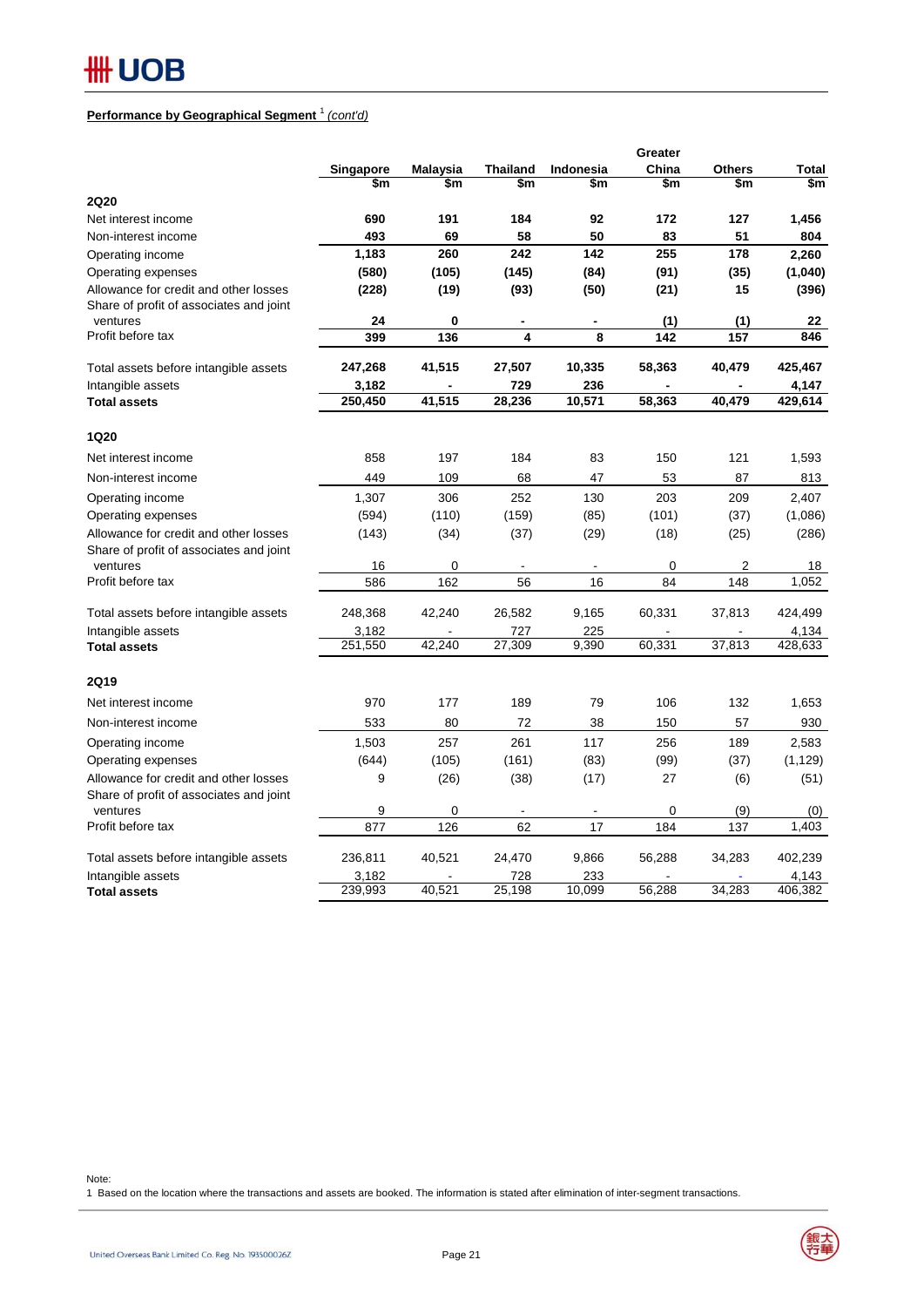**Performance by Geographical Segment** [1] *(cont'd)*

| | Singapore | Malaysia | Thailand | Indonesia | Greater China | Others | Total |
|---|---|---|---|---|---|---|---|
| | $m | $m | $m | $m | $m | $m | $m |
| **2Q20** | | | | | | | |
| Net interest income | **690** | **191** | **184** | **92** | **172** | **127** | **1,456** |
| Non-interest income | **493** | **69** | **58** | **50** | **83** | **51** | **804** |
| Operating income | **1,183** | **260** | **242** | **142** | **255** | **178** | **2,260** |
| Operating expenses | **(580)** | **(105)** | **(145)** | **(84)** | **(91)** | **(35)** | **(1,040)** |
| Allowance for credit and other losses | **(228)** | **(19)** | **(93)** | **(50)** | **(21)** | **15** | **(396)** |
| Share of profit of associates and joint ventures | **24** | **0** | **-** | **-** | **(1)** | **(1)** | **22** |
| Profit before tax | **399** | **136** | **4** | **8** | **142** | **157** | **846** |
| Total assets before intangible assets | **247,268** | **41,515** | **27,507** | **10,335** | **58,363** | **40,479** | **425,467** |
| Intangible assets | **3,182** | **-** | **729** | **236** | **-** | **-** | **4,147** |
| **Total assets** | **250,450** | **41,515** | **28,236** | **10,571** | **58,363** | **40,479** | **429,614** |
| **1Q20** | | | | | | | |
| Net interest income | 858 | 197 | 184 | 83 | 150 | 121 | 1,593 |
| Non-interest income | 449 | 109 | 68 | 47 | 53 | 87 | 813 |
| Operating income | 1,307 | 306 | 252 | 130 | 203 | 209 | 2,407 |
| Operating expenses | (594) | (110) | (159) | (85) | (101) | (37) | (1,086) |
| Allowance for credit and other losses | (143) | (34) | (37) | (29) | (18) | (25) | (286) |
| Share of profit of associates and joint ventures | 16 | 0 | - | - | 0 | 2 | 18 |
| Profit before tax | 586 | 162 | 56 | 16 | 84 | 148 | 1,052 |
| Total assets before intangible assets | 248,368 | 42,240 | 26,582 | 9,165 | 60,331 | 37,813 | 424,499 |
| Intangible assets | 3,182 | - | 727 | 225 | - | - | 4,134 |
| **Total assets** | 251,550 | 42,240 | 27,309 | 9,390 | 60,331 | 37,813 | 428,633 |
| **2Q19** | | | | | | | |
| Net interest income | 970 | 177 | 189 | 79 | 106 | 132 | 1,653 |
| Non-interest income | 533 | 80 | 72 | 38 | 150 | 57 | 930 |
| Operating income | 1,503 | 257 | 261 | 117 | 256 | 189 | 2,583 |
| Operating expenses | (644) | (105) | (161) | (83) | (99) | (37) | (1,129) |
| Allowance for credit and other losses | 9 | (26) | (38) | (17) | 27 | (6) | (51) |
| Share of profit of associates and joint ventures | 9 | 0 | - | - | 0 | (9) | (0) |
| Profit before tax | 877 | 126 | 62 | 17 | 184 | 137 | 1,403 |
| Total assets before intangible assets | 236,811 | 40,521 | 24,470 | 9,866 | 56,288 | 34,283 | 402,239 |
| Intangible assets | 3,182 | - | 728 | 233 | - | - | 4,143 |
| **Total assets** | 239,993 | 40,521 | 25,198 | 10,099 | 56,288 | 34,283 | 406,382 |

Note:
1 Based on the location where the transactions and assets are booked. The information is stated after elimination of inter-segment transactions.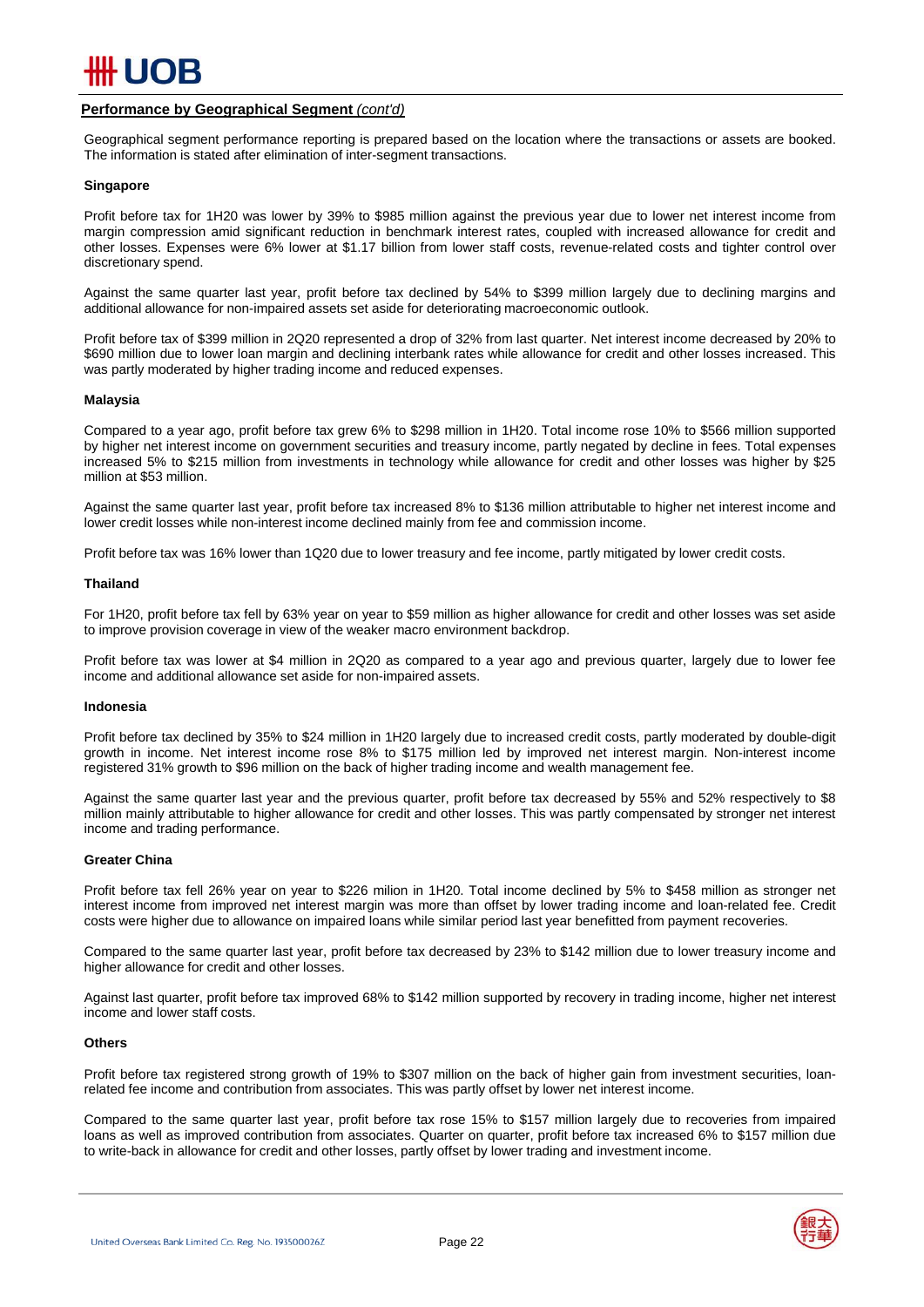## **Performance by Geographical Segment** *(cont'd)*

Geographical segment performance reporting is prepared based on the location where the transactions or assets are booked. The information is stated after elimination of inter-segment transactions.

### **Singapore**

Profit before tax for 1H20 was lower by 39% to $985 million against the previous year due to lower net interest income from margin compression amid significant reduction in benchmark interest rates, coupled with increased allowance for credit and other losses. Expenses were 6% lower at $1.17 billion from lower staff costs, revenue-related costs and tighter control over discretionary spend.

Against the same quarter last year, profit before tax declined by 54% to $399 million largely due to declining margins and additional allowance for non-impaired assets set aside for deteriorating macroeconomic outlook.

Profit before tax of $399 million in 2Q20 represented a drop of 32% from last quarter. Net interest income decreased by 20% to $690 million due to lower loan margin and declining interbank rates while allowance for credit and other losses increased. This was partly moderated by higher trading income and reduced expenses.

### **Malaysia**

Compared to a year ago, profit before tax grew 6% to $298 million in 1H20. Total income rose 10% to $566 million supported by higher net interest income on government securities and treasury income, partly negated by decline in fees. Total expenses increased 5% to $215 million from investments in technology while allowance for credit and other losses was higher by $25 million at $53 million.

Against the same quarter last year, profit before tax increased 8% to $136 million attributable to higher net interest income and lower credit losses while non-interest income declined mainly from fee and commission income.

Profit before tax was 16% lower than 1Q20 due to lower treasury and fee income, partly mitigated by lower credit costs.

### **Thailand**

For 1H20, profit before tax fell by 63% year on year to $59 million as higher allowance for credit and other losses was set aside to improve provision coverage in view of the weaker macro environment backdrop.

Profit before tax was lower at $4 million in 2Q20 as compared to a year ago and previous quarter, largely due to lower fee income and additional allowance set aside for non-impaired assets.

### **Indonesia**

Profit before tax declined by 35% to $24 million in 1H20 largely due to increased credit costs, partly moderated by double-digit growth in income. Net interest income rose 8% to $175 million led by improved net interest margin. Non-interest income registered 31% growth to $96 million on the back of higher trading income and wealth management fee.

Against the same quarter last year and the previous quarter, profit before tax decreased by 55% and 52% respectively to $8 million mainly attributable to higher allowance for credit and other losses. This was partly compensated by stronger net interest income and trading performance.

### **Greater China**

Profit before tax fell 26% year on year to $226 milion in 1H20. Total income declined by 5% to $458 million as stronger net interest income from improved net interest margin was more than offset by lower trading income and loan-related fee. Credit costs were higher due to allowance on impaired loans while similar period last year benefitted from payment recoveries.

Compared to the same quarter last year, profit before tax decreased by 23% to $142 million due to lower treasury income and higher allowance for credit and other losses.

Against last quarter, profit before tax improved 68% to $142 million supported by recovery in trading income, higher net interest income and lower staff costs.

### **Others**

Profit before tax registered strong growth of 19% to $307 million on the back of higher gain from investment securities, loan-related fee income and contribution from associates. This was partly offset by lower net interest income.

Compared to the same quarter last year, profit before tax rose 15% to $157 million largely due to recoveries from impaired loans as well as improved contribution from associates. Quarter on quarter, profit before tax increased 6% to $157 million due to write-back in allowance for credit and other losses, partly offset by lower trading and investment income.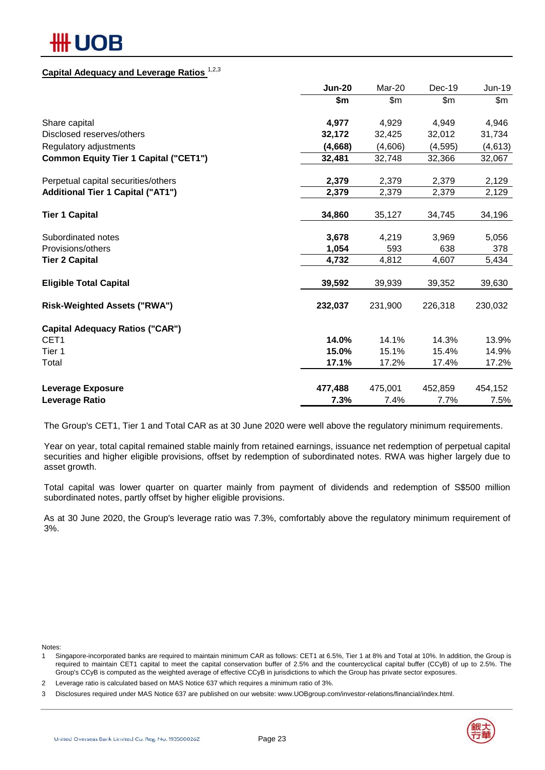## Capital Adequacy and Leverage Ratios [1,2,3]

| | **Jun-20** | Mar-20 | Dec-19 | Jun-19 |
|---|---|---|---|---|
| | **$m** | $m | $m | $m |
| Share capital | **4,977** | 4,929 | 4,949 | 4,946 |
| Disclosed reserves/others | **32,172** | 32,425 | 32,012 | 31,734 |
| Regulatory adjustments | **(4,668)** | (4,606) | (4,595) | (4,613) |
| **Common Equity Tier 1 Capital ("CET1")** | **32,481** | 32,748 | 32,366 | 32,067 |
| Perpetual capital securities/others | **2,379** | 2,379 | 2,379 | 2,129 |
| **Additional Tier 1 Capital ("AT1")** | **2,379** | 2,379 | 2,379 | 2,129 |
| **Tier 1 Capital** | **34,860** | 35,127 | 34,745 | 34,196 |
| Subordinated notes | **3,678** | 4,219 | 3,969 | 5,056 |
| Provisions/others | **1,054** | 593 | 638 | 378 |
| **Tier 2 Capital** | **4,732** | 4,812 | 4,607 | 5,434 |
| **Eligible Total Capital** | **39,592** | 39,939 | 39,352 | 39,630 |
| **Risk-Weighted Assets ("RWA")** | **232,037** | 231,900 | 226,318 | 230,032 |
| **Capital Adequacy Ratios ("CAR")** | | | | |
| CET1 | **14.0%** | 14.1% | 14.3% | 13.9% |
| Tier 1 | **15.0%** | 15.1% | 15.4% | 14.9% |
| Total | **17.1%** | 17.2% | 17.4% | 17.2% |
| **Leverage Exposure** | **477,488** | 475,001 | 452,859 | 454,152 |
| **Leverage Ratio** | **7.3%** | 7.4% | 7.7% | 7.5% |

The Group's CET1, Tier 1 and Total CAR as at 30 June 2020 were well above the regulatory minimum requirements.

Year on year, total capital remained stable mainly from retained earnings, issuance net redemption of perpetual capital securities and higher eligible provisions, offset by redemption of subordinated notes. RWA was higher largely due to asset growth.

Total capital was lower quarter on quarter mainly from payment of dividends and redemption of S$500 million subordinated notes, partly offset by higher eligible provisions.

As at 30 June 2020, the Group's leverage ratio was 7.3%, comfortably above the regulatory minimum requirement of 3%.

Notes:

1. Singapore-incorporated banks are required to maintain minimum CAR as follows: CET1 at 6.5%, Tier 1 at 8% and Total at 10%. In addition, the Group is required to maintain CET1 capital to meet the capital conservation buffer of 2.5% and the countercyclical capital buffer (CCyB) of up to 2.5%. The Group's CCyB is computed as the weighted average of effective CCyB in jurisdictions to which the Group has private sector exposures.
2. Leverage ratio is calculated based on MAS Notice 637 which requires a minimum ratio of 3%.
3. Disclosures required under MAS Notice 637 are published on our website: www.UOBgroup.com/investor-relations/financial/index.html.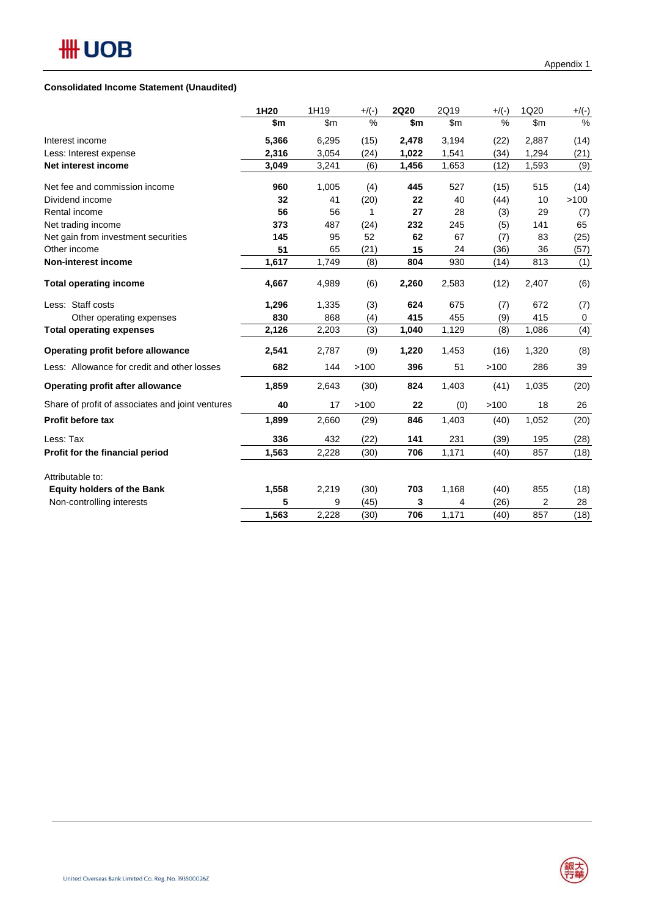Appendix 1

**Consolidated Income Statement (Unaudited)**

| | 1H20 | 1H19 | +/(-) | 2Q20 | 2Q19 | +/(-) | 1Q20 | +/(-) |
|---|---|---|---|---|---|---|---|---|
| | $m | $m | % | $m | $m | % | $m | % |
| Interest income | 5,366 | 6,295 | (15) | 2,478 | 3,194 | (22) | 2,887 | (14) |
| Less: Interest expense | 2,316 | 3,054 | (24) | 1,022 | 1,541 | (34) | 1,294 | (21) |
| **Net interest income** | 3,049 | 3,241 | (6) | 1,456 | 1,653 | (12) | 1,593 | (9) |
| Net fee and commission income | 960 | 1,005 | (4) | 445 | 527 | (15) | 515 | (14) |
| Dividend income | 32 | 41 | (20) | 22 | 40 | (44) | 10 | >100 |
| Rental income | 56 | 56 | 1 | 27 | 28 | (3) | 29 | (7) |
| Net trading income | 373 | 487 | (24) | 232 | 245 | (5) | 141 | 65 |
| Net gain from investment securities | 145 | 95 | 52 | 62 | 67 | (7) | 83 | (25) |
| Other income | 51 | 65 | (21) | 15 | 24 | (36) | 36 | (57) |
| **Non-interest income** | 1,617 | 1,749 | (8) | 804 | 930 | (14) | 813 | (1) |
| **Total operating income** | 4,667 | 4,989 | (6) | 2,260 | 2,583 | (12) | 2,407 | (6) |
| Less: Staff costs | 1,296 | 1,335 | (3) | 624 | 675 | (7) | 672 | (7) |
| Other operating expenses | 830 | 868 | (4) | 415 | 455 | (9) | 415 | 0 |
| **Total operating expenses** | 2,126 | 2,203 | (3) | 1,040 | 1,129 | (8) | 1,086 | (4) |
| **Operating profit before allowance** | 2,541 | 2,787 | (9) | 1,220 | 1,453 | (16) | 1,320 | (8) |
| Less: Allowance for credit and other losses | 682 | 144 | >100 | 396 | 51 | >100 | 286 | 39 |
| **Operating profit after allowance** | 1,859 | 2,643 | (30) | 824 | 1,403 | (41) | 1,035 | (20) |
| Share of profit of associates and joint ventures | 40 | 17 | >100 | 22 | (0) | >100 | 18 | 26 |
| **Profit before tax** | 1,899 | 2,660 | (29) | 846 | 1,403 | (40) | 1,052 | (20) |
| Less: Tax | 336 | 432 | (22) | 141 | 231 | (39) | 195 | (28) |
| **Profit for the financial period** | 1,563 | 2,228 | (30) | 706 | 1,171 | (40) | 857 | (18) |
| Attributable to: | | | | | | | | |
| **Equity holders of the Bank** | 1,558 | 2,219 | (30) | 703 | 1,168 | (40) | 855 | (18) |
| Non-controlling interests | 5 | 9 | (45) | 3 | 4 | (26) | 2 | 28 |
| | 1,563 | 2,228 | (30) | 706 | 1,171 | (40) | 857 | (18) |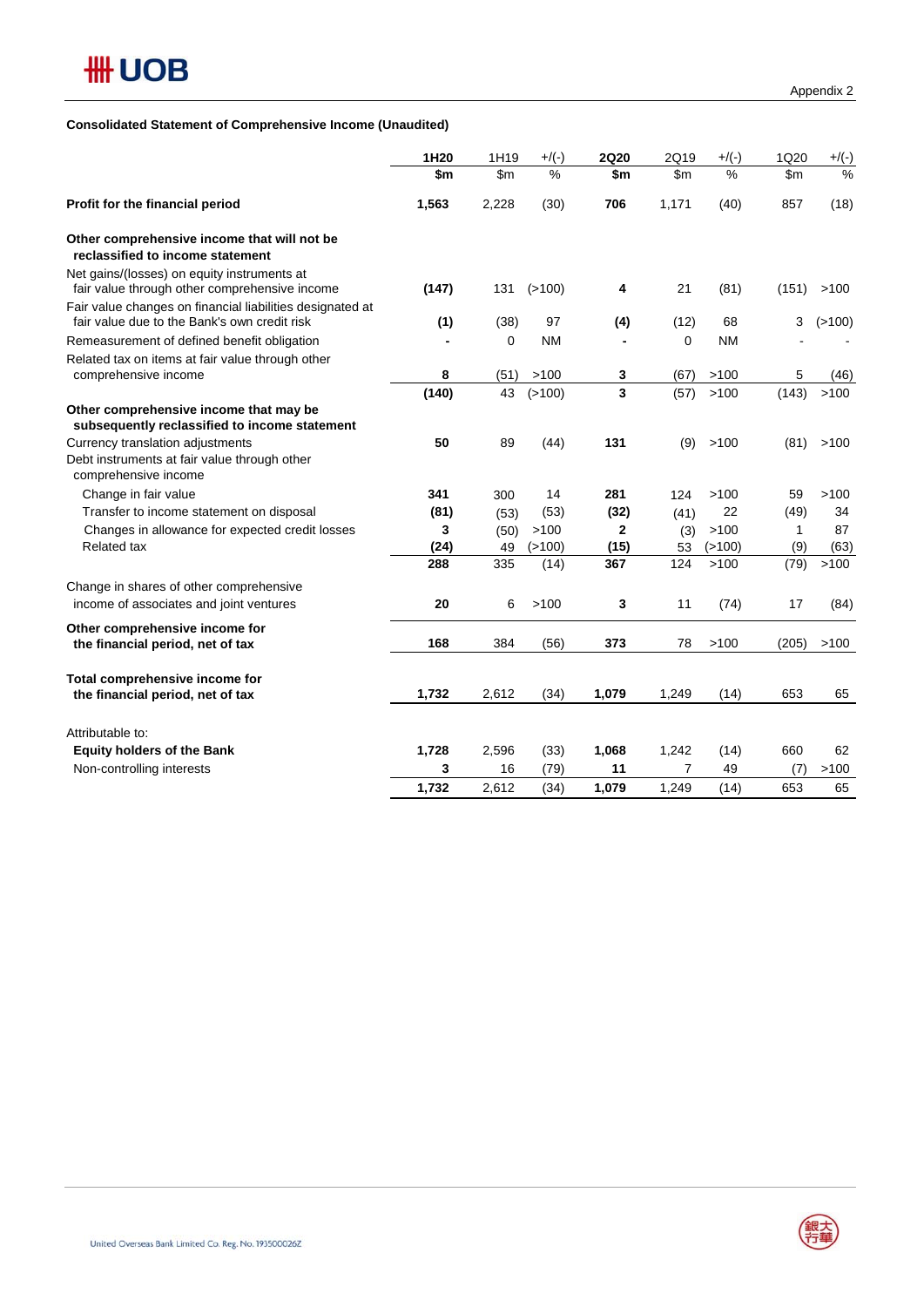Appendix 2

**Consolidated Statement of Comprehensive Income (Unaudited)**

| | 1H20 | 1H19 | +/(-) | 2Q20 | 2Q19 | +/(-) | 1Q20 | +/(-) |
|---|---|---|---|---|---|---|---|---|
| | $m | $m | % | $m | $m | % | $m | % |
| **Profit for the financial period** | **1,563** | 2,228 | (30) | **706** | 1,171 | (40) | 857 | (18) |
| **Other comprehensive income that will not be reclassified to income statement** | | | | | | | | |
| Net gains/(losses) on equity instruments at fair value through other comprehensive income | **(147)** | 131 | (>100) | **4** | 21 | (81) | (151) | >100 |
| Fair value changes on financial liabilities designated at fair value due to the Bank's own credit risk | **(1)** | (38) | 97 | **(4)** | (12) | 68 | 3 | (>100) |
| Remeasurement of defined benefit obligation | **-** | 0 | NM | **-** | 0 | NM | - | - |
| Related tax on items at fair value through other comprehensive income | **8** | (51) | >100 | **3** | (67) | >100 | 5 | (46) |
| | **(140)** | 43 | (>100) | **3** | (57) | >100 | (143) | >100 |
| **Other comprehensive income that may be subsequently reclassified to income statement** | | | | | | | | |
| Currency translation adjustments | **50** | 89 | (44) | **131** | (9) | >100 | (81) | >100 |
| Debt instruments at fair value through other comprehensive income | | | | | | | | |
| Change in fair value | **341** | 300 | 14 | **281** | 124 | >100 | 59 | >100 |
| Transfer to income statement on disposal | **(81)** | (53) | (53) | **(32)** | (41) | 22 | (49) | 34 |
| Changes in allowance for expected credit losses | **3** | (50) | >100 | **2** | (3) | >100 | 1 | 87 |
| Related tax | **(24)** | 49 | (>100) | **(15)** | 53 | (>100) | (9) | (63) |
| | **288** | 335 | (14) | **367** | 124 | >100 | (79) | >100 |
| Change in shares of other comprehensive income of associates and joint ventures | **20** | 6 | >100 | **3** | 11 | (74) | 17 | (84) |
| **Other comprehensive income for the financial period, net of tax** | **168** | 384 | (56) | **373** | 78 | >100 | (205) | >100 |
| **Total comprehensive income for the financial period, net of tax** | **1,732** | 2,612 | (34) | **1,079** | 1,249 | (14) | 653 | 65 |
| Attributable to: | | | | | | | | |
| **Equity holders of the Bank** | **1,728** | 2,596 | (33) | **1,068** | 1,242 | (14) | 660 | 62 |
| Non-controlling interests | **3** | 16 | (79) | **11** | 7 | 49 | (7) | >100 |
| | **1,732** | 2,612 | (34) | **1,079** | 1,249 | (14) | 653 | 65 |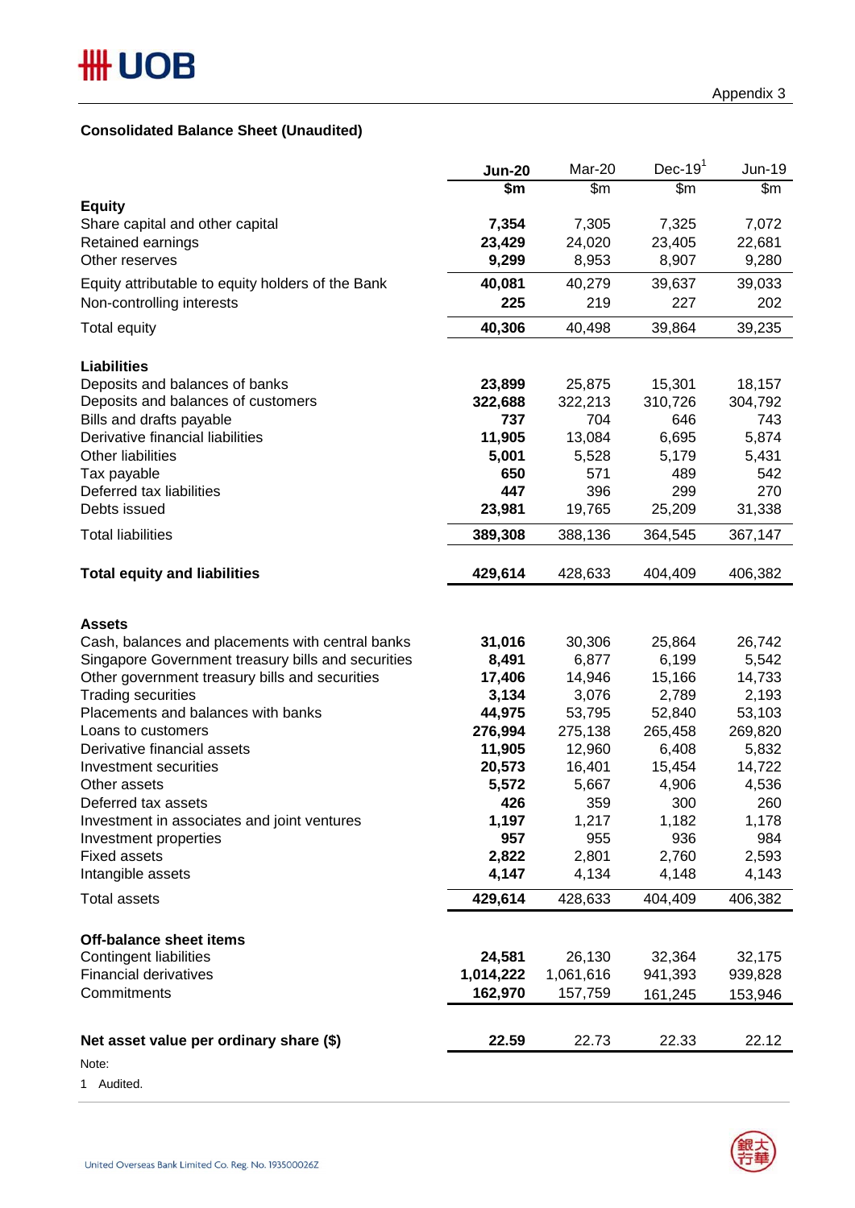Appendix 3

## Consolidated Balance Sheet (Unaudited)

| | **Jun-20** | Mar-20 | Dec-19[1] | Jun-19 |
|---|---|---|---|---|
| | **$m** | $m | $m | $m |
| **Equity** | | | | |
| Share capital and other capital | **7,354** | 7,305 | 7,325 | 7,072 |
| Retained earnings | **23,429** | 24,020 | 23,405 | 22,681 |
| Other reserves | **9,299** | 8,953 | 8,907 | 9,280 |
| Equity attributable to equity holders of the Bank | **40,081** | 40,279 | 39,637 | 39,033 |
| Non-controlling interests | **225** | 219 | 227 | 202 |
| Total equity | **40,306** | 40,498 | 39,864 | 39,235 |
| | | | | |
| **Liabilities** | | | | |
| Deposits and balances of banks | **23,899** | 25,875 | 15,301 | 18,157 |
| Deposits and balances of customers | **322,688** | 322,213 | 310,726 | 304,792 |
| Bills and drafts payable | **737** | 704 | 646 | 743 |
| Derivative financial liabilities | **11,905** | 13,084 | 6,695 | 5,874 |
| Other liabilities | **5,001** | 5,528 | 5,179 | 5,431 |
| Tax payable | **650** | 571 | 489 | 542 |
| Deferred tax liabilities | **447** | 396 | 299 | 270 |
| Debts issued | **23,981** | 19,765 | 25,209 | 31,338 |
| Total liabilities | **389,308** | 388,136 | 364,545 | 367,147 |
| | | | | |
| **Total equity and liabilities** | **429,614** | 428,633 | 404,409 | 406,382 |
| | | | | |
| **Assets** | | | | |
| Cash, balances and placements with central banks | **31,016** | 30,306 | 25,864 | 26,742 |
| Singapore Government treasury bills and securities | **8,491** | 6,877 | 6,199 | 5,542 |
| Other government treasury bills and securities | **17,406** | 14,946 | 15,166 | 14,733 |
| Trading securities | **3,134** | 3,076 | 2,789 | 2,193 |
| Placements and balances with banks | **44,975** | 53,795 | 52,840 | 53,103 |
| Loans to customers | **276,994** | 275,138 | 265,458 | 269,820 |
| Derivative financial assets | **11,905** | 12,960 | 6,408 | 5,832 |
| Investment securities | **20,573** | 16,401 | 15,454 | 14,722 |
| Other assets | **5,572** | 5,667 | 4,906 | 4,536 |
| Deferred tax assets | **426** | 359 | 300 | 260 |
| Investment in associates and joint ventures | **1,197** | 1,217 | 1,182 | 1,178 |
| Investment properties | **957** | 955 | 936 | 984 |
| Fixed assets | **2,822** | 2,801 | 2,760 | 2,593 |
| Intangible assets | **4,147** | 4,134 | 4,148 | 4,143 |
| Total assets | **429,614** | 428,633 | 404,409 | 406,382 |
| | | | | |
| **Off-balance sheet items** | | | | |
| Contingent liabilities | **24,581** | 26,130 | 32,364 | 32,175 |
| Financial derivatives | **1,014,222** | 1,061,616 | 941,393 | 939,828 |
| Commitments | **162,970** | 157,759 | 161,245 | 153,946 |
| | | | | |
| **Net asset value per ordinary share ($)** | **22.59** | 22.73 | 22.33 | 22.12 |

Note:

1 Audited.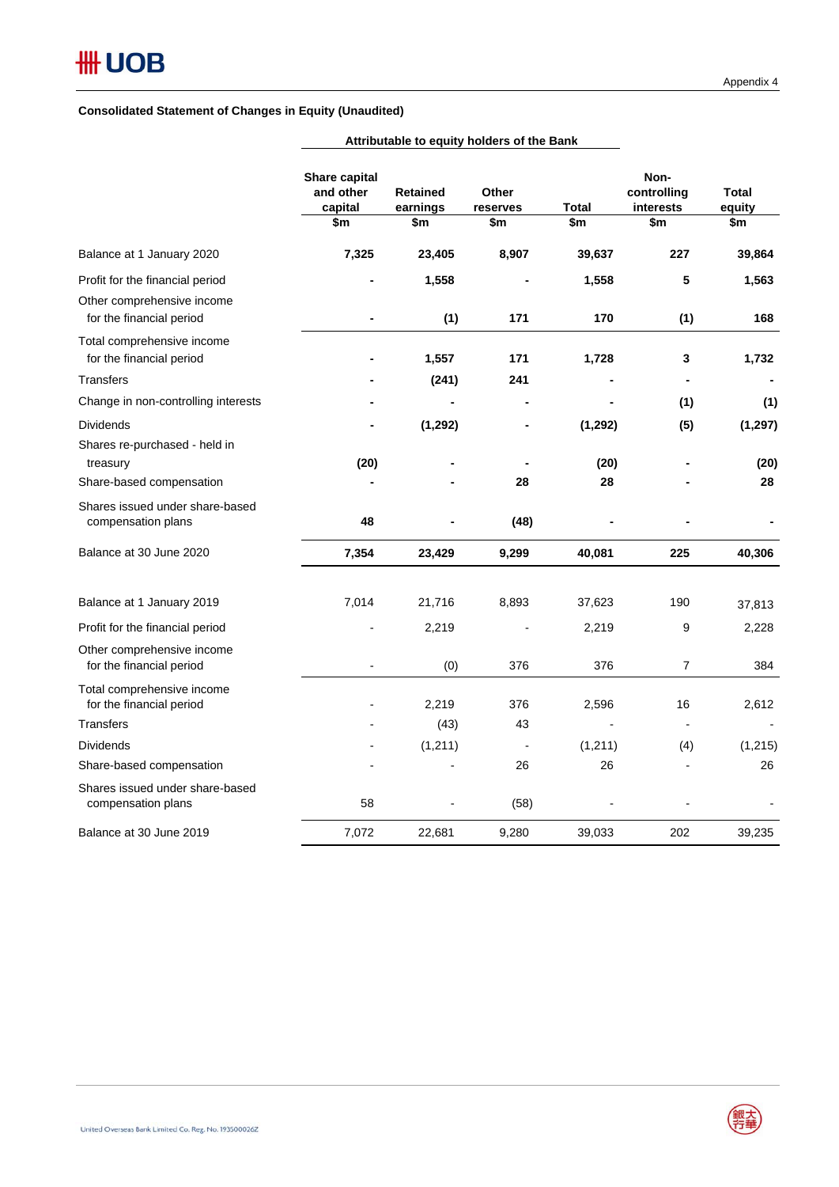Appendix 4

**Consolidated Statement of Changes in Equity (Unaudited)**

| | Attributable to equity holders of the Bank | | | | | |
|---|---|---|---|---|---|---|
| | **Share capital and other capital** | **Retained earnings** | **Other reserves** | **Total** | **Non-controlling interests** | **Total equity** |
| | **$m** | **$m** | **$m** | **$m** | **$m** | **$m** |
| Balance at 1 January 2020 | **7,325** | **23,405** | **8,907** | **39,637** | **227** | **39,864** |
| Profit for the financial period | **-** | **1,558** | **-** | **1,558** | **5** | **1,563** |
| Other comprehensive income for the financial period | **-** | **(1)** | **171** | **170** | **(1)** | **168** |
| Total comprehensive income for the financial period | **-** | **1,557** | **171** | **1,728** | **3** | **1,732** |
| Transfers | **-** | **(241)** | **241** | **-** | **-** | **-** |
| Change in non-controlling interests | **-** | **-** | **-** | **-** | **(1)** | **(1)** |
| Dividends | **-** | **(1,292)** | **-** | **(1,292)** | **(5)** | **(1,297)** |
| Shares re-purchased - held in treasury | **(20)** | **-** | **-** | **(20)** | **-** | **(20)** |
| Share-based compensation | **-** | **-** | **28** | **28** | **-** | **28** |
| Shares issued under share-based compensation plans | **48** | **-** | **(48)** | **-** | **-** | **-** |
| Balance at 30 June 2020 | **7,354** | **23,429** | **9,299** | **40,081** | **225** | **40,306** |
| | | | | | | |
| Balance at 1 January 2019 | 7,014 | 21,716 | 8,893 | 37,623 | 190 | 37,813 |
| Profit for the financial period | - | 2,219 | - | 2,219 | 9 | 2,228 |
| Other comprehensive income for the financial period | - | (0) | 376 | 376 | 7 | 384 |
| Total comprehensive income for the financial period | - | 2,219 | 376 | 2,596 | 16 | 2,612 |
| Transfers | - | (43) | 43 | - | - | - |
| Dividends | - | (1,211) | - | (1,211) | (4) | (1,215) |
| Share-based compensation | - | - | 26 | 26 | - | 26 |
| Shares issued under share-based compensation plans | 58 | - | (58) | - | - | - |
| Balance at 30 June 2019 | 7,072 | 22,681 | 9,280 | 39,033 | 202 | 39,235 |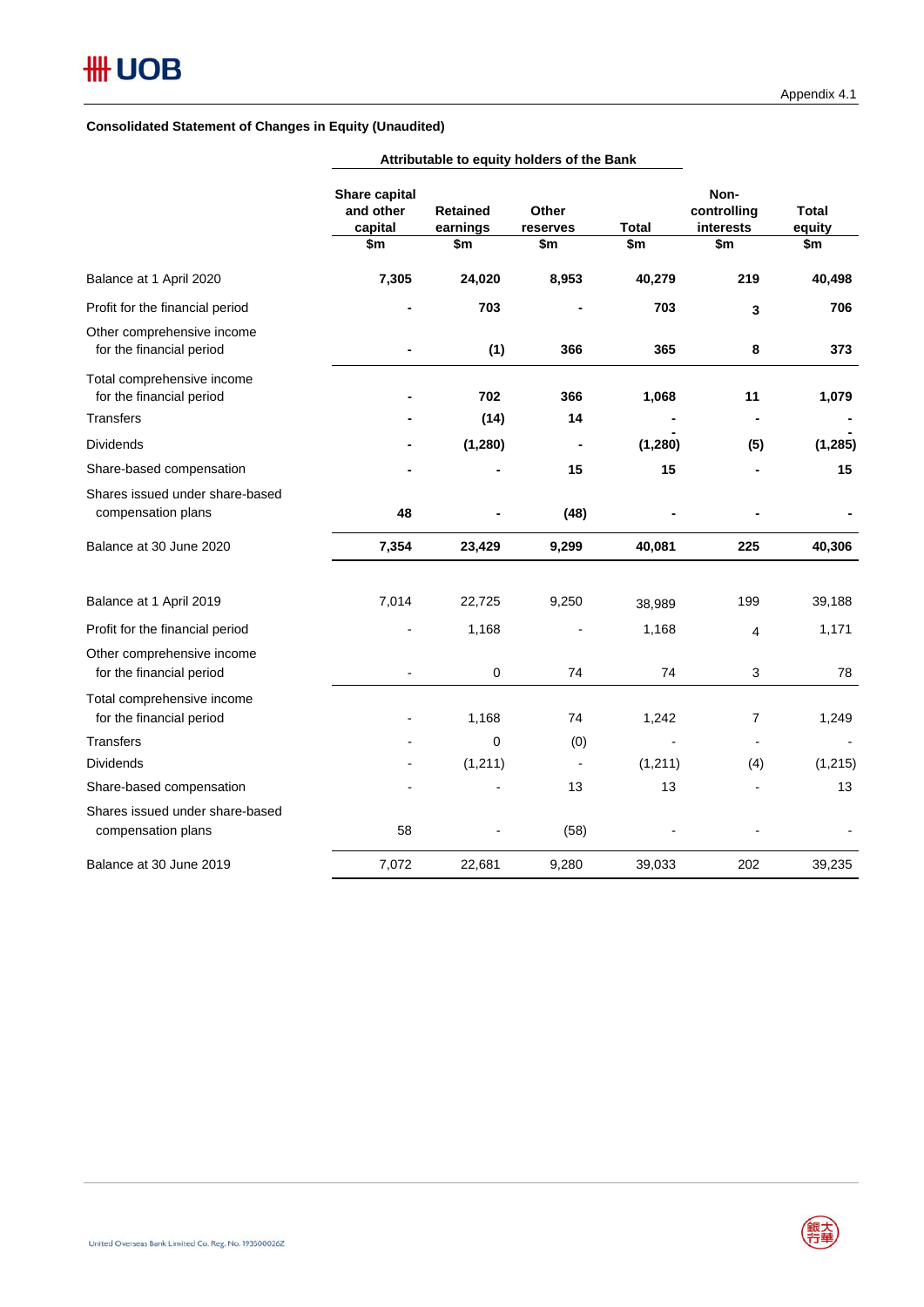Appendix 4.1

**Consolidated Statement of Changes in Equity (Unaudited)**

| | Attributable to equity holders of the Bank | | | | | |
|---|---|---|---|---|---|---|
| | Share capital and other capital | Retained earnings | Other reserves | Total | Non-controlling interests | Total equity |
| | $m | $m | $m | $m | $m | $m |
| **Balance at 1 April 2020** | **7,305** | **24,020** | **8,953** | **40,279** | **219** | **40,498** |
| Profit for the financial period | **-** | **703** | **-** | **703** | **3** | **706** |
| Other comprehensive income for the financial period | **-** | **(1)** | **366** | **365** | **8** | **373** |
| Total comprehensive income for the financial period | **-** | **702** | **366** | **1,068** | **11** | **1,079** |
| Transfers | **-** | **(14)** | **14** | **-** | **-** | **-** |
| Dividends | **-** | **(1,280)** | **-** | **(1,280)** | **(5)** | **(1,285)** |
| Share-based compensation | **-** | **-** | **15** | **15** | **-** | **15** |
| Shares issued under share-based compensation plans | **48** | **-** | **(48)** | **-** | **-** | **-** |
| **Balance at 30 June 2020** | **7,354** | **23,429** | **9,299** | **40,081** | **225** | **40,306** |
| | | | | | | |
| Balance at 1 April 2019 | 7,014 | 22,725 | 9,250 | 38,989 | 199 | 39,188 |
| Profit for the financial period | - | 1,168 | - | 1,168 | 4 | 1,171 |
| Other comprehensive income for the financial period | - | 0 | 74 | 74 | 3 | 78 |
| Total comprehensive income for the financial period | - | 1,168 | 74 | 1,242 | 7 | 1,249 |
| Transfers | - | 0 | (0) | - | - | - |
| Dividends | - | (1,211) | - | (1,211) | (4) | (1,215) |
| Share-based compensation | - | - | 13 | 13 | - | 13 |
| Shares issued under share-based compensation plans | 58 | - | (58) | - | - | - |
| Balance at 30 June 2019 | 7,072 | 22,681 | 9,280 | 39,033 | 202 | 39,235 |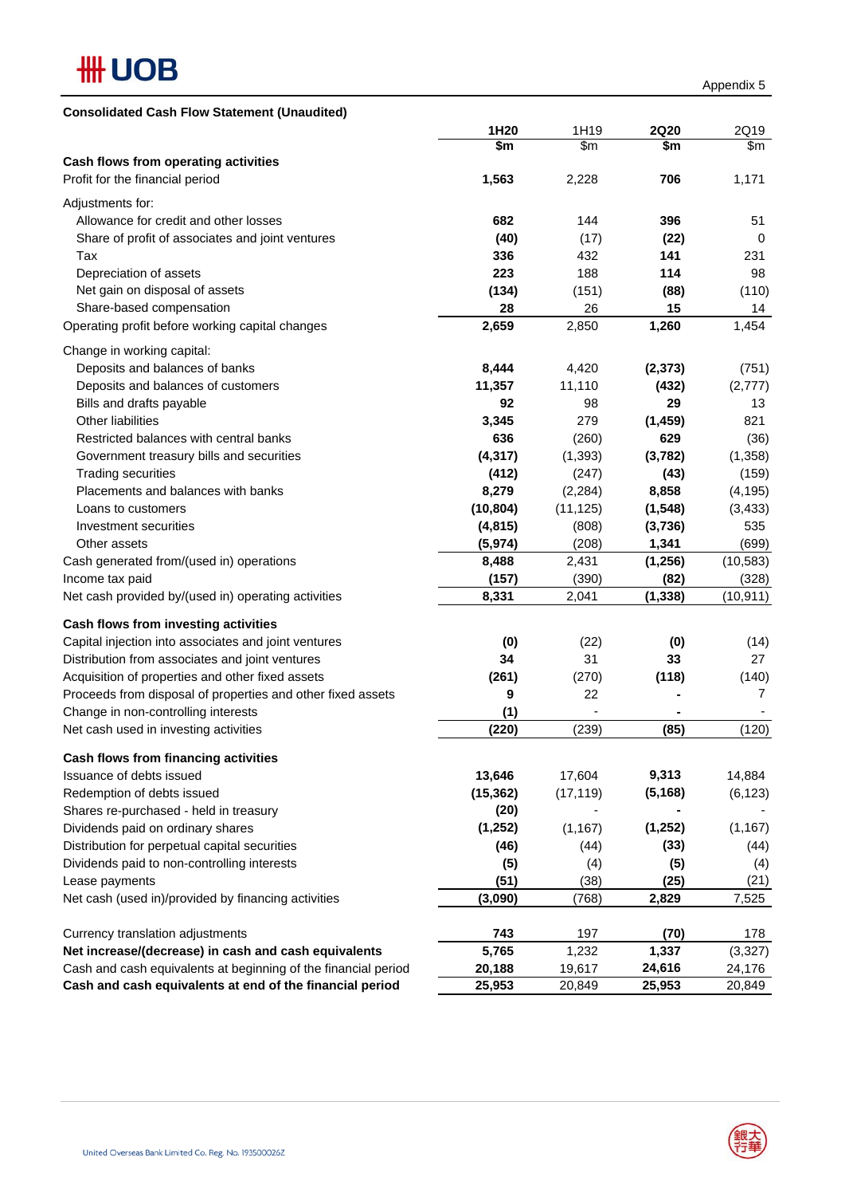Appendix 5

## Consolidated Cash Flow Statement (Unaudited)

| | 1H20 | 1H19 | 2Q20 | 2Q19 |
|---|---|---|---|---|
| | $m | $m | $m | $m |
| **Cash flows from operating activities** | | | | |
| Profit for the financial period | **1,563** | 2,228 | **706** | 1,171 |
| Adjustments for: | | | | |
| Allowance for credit and other losses | **682** | 144 | **396** | 51 |
| Share of profit of associates and joint ventures | **(40)** | (17) | **(22)** | 0 |
| Tax | **336** | 432 | **141** | 231 |
| Depreciation of assets | **223** | 188 | **114** | 98 |
| Net gain on disposal of assets | **(134)** | (151) | **(88)** | (110) |
| Share-based compensation | **28** | 26 | **15** | 14 |
| Operating profit before working capital changes | **2,659** | 2,850 | **1,260** | 1,454 |
| Change in working capital: | | | | |
| Deposits and balances of banks | **8,444** | 4,420 | **(2,373)** | (751) |
| Deposits and balances of customers | **11,357** | 11,110 | **(432)** | (2,777) |
| Bills and drafts payable | **92** | 98 | **29** | 13 |
| Other liabilities | **3,345** | 279 | **(1,459)** | 821 |
| Restricted balances with central banks | **636** | (260) | **629** | (36) |
| Government treasury bills and securities | **(4,317)** | (1,393) | **(3,782)** | (1,358) |
| Trading securities | **(412)** | (247) | **(43)** | (159) |
| Placements and balances with banks | **8,279** | (2,284) | **8,858** | (4,195) |
| Loans to customers | **(10,804)** | (11,125) | **(1,548)** | (3,433) |
| Investment securities | **(4,815)** | (808) | **(3,736)** | 535 |
| Other assets | **(5,974)** | (208) | **1,341** | (699) |
| Cash generated from/(used in) operations | **8,488** | 2,431 | **(1,256)** | (10,583) |
| Income tax paid | **(157)** | (390) | **(82)** | (328) |
| Net cash provided by/(used in) operating activities | **8,331** | 2,041 | **(1,338)** | (10,911) |
| **Cash flows from investing activities** | | | | |
| Capital injection into associates and joint ventures | **(0)** | (22) | **(0)** | (14) |
| Distribution from associates and joint ventures | **34** | 31 | **33** | 27 |
| Acquisition of properties and other fixed assets | **(261)** | (270) | **(118)** | (140) |
| Proceeds from disposal of properties and other fixed assets | **9** | 22 | **-** | 7 |
| Change in non-controlling interests | **(1)** | - | **-** | - |
| Net cash used in investing activities | **(220)** | (239) | **(85)** | (120) |
| **Cash flows from financing activities** | | | | |
| Issuance of debts issued | **13,646** | 17,604 | **9,313** | 14,884 |
| Redemption of debts issued | **(15,362)** | (17,119) | **(5,168)** | (6,123) |
| Shares re-purchased - held in treasury | **(20)** | - | **-** | - |
| Dividends paid on ordinary shares | **(1,252)** | (1,167) | **(1,252)** | (1,167) |
| Distribution for perpetual capital securities | **(46)** | (44) | **(33)** | (44) |
| Dividends paid to non-controlling interests | **(5)** | (4) | **(5)** | (4) |
| Lease payments | **(51)** | (38) | **(25)** | (21) |
| Net cash (used in)/provided by financing activities | **(3,090)** | (768) | **2,829** | 7,525 |
| Currency translation adjustments | **743** | 197 | **(70)** | 178 |
| **Net increase/(decrease) in cash and cash equivalents** | **5,765** | 1,232 | **1,337** | (3,327) |
| Cash and cash equivalents at beginning of the financial period | **20,188** | 19,617 | **24,616** | 24,176 |
| **Cash and cash equivalents at end of the financial period** | **25,953** | 20,849 | **25,953** | 20,849 |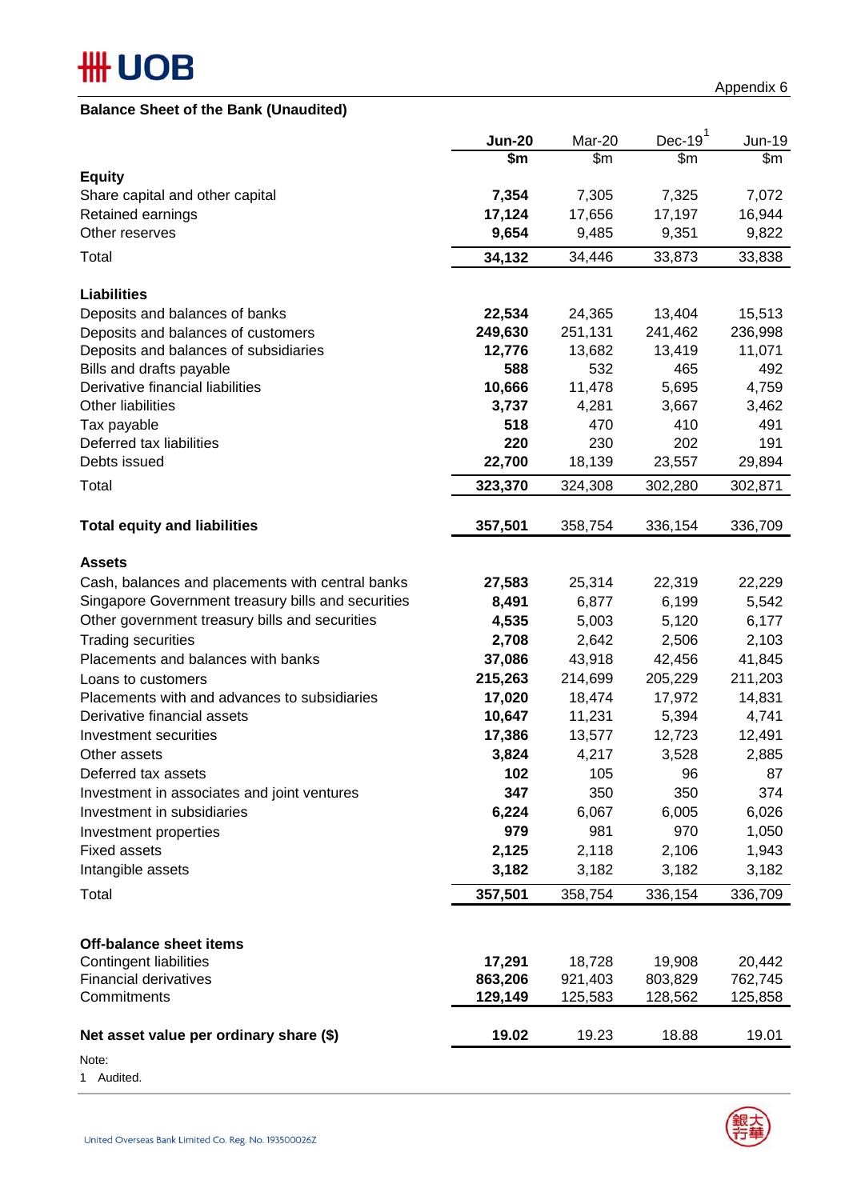Appendix 6

## Balance Sheet of the Bank (Unaudited)

| | Jun-20 | Mar-20 | Dec-19[1] | Jun-19 |
|---|---|---|---|---|
| | $m | $m | $m | $m |
| **Equity** | | | | |
| Share capital and other capital | **7,354** | 7,305 | 7,325 | 7,072 |
| Retained earnings | **17,124** | 17,656 | 17,197 | 16,944 |
| Other reserves | **9,654** | 9,485 | 9,351 | 9,822 |
| Total | **34,132** | 34,446 | 33,873 | 33,838 |
| | | | | |
| **Liabilities** | | | | |
| Deposits and balances of banks | **22,534** | 24,365 | 13,404 | 15,513 |
| Deposits and balances of customers | **249,630** | 251,131 | 241,462 | 236,998 |
| Deposits and balances of subsidiaries | **12,776** | 13,682 | 13,419 | 11,071 |
| Bills and drafts payable | **588** | 532 | 465 | 492 |
| Derivative financial liabilities | **10,666** | 11,478 | 5,695 | 4,759 |
| Other liabilities | **3,737** | 4,281 | 3,667 | 3,462 |
| Tax payable | **518** | 470 | 410 | 491 |
| Deferred tax liabilities | **220** | 230 | 202 | 191 |
| Debts issued | **22,700** | 18,139 | 23,557 | 29,894 |
| Total | **323,370** | 324,308 | 302,280 | 302,871 |
| | | | | |
| **Total equity and liabilities** | **357,501** | 358,754 | 336,154 | 336,709 |
| | | | | |
| **Assets** | | | | |
| Cash, balances and placements with central banks | **27,583** | 25,314 | 22,319 | 22,229 |
| Singapore Government treasury bills and securities | **8,491** | 6,877 | 6,199 | 5,542 |
| Other government treasury bills and securities | **4,535** | 5,003 | 5,120 | 6,177 |
| Trading securities | **2,708** | 2,642 | 2,506 | 2,103 |
| Placements and balances with banks | **37,086** | 43,918 | 42,456 | 41,845 |
| Loans to customers | **215,263** | 214,699 | 205,229 | 211,203 |
| Placements with and advances to subsidiaries | **17,020** | 18,474 | 17,972 | 14,831 |
| Derivative financial assets | **10,647** | 11,231 | 5,394 | 4,741 |
| Investment securities | **17,386** | 13,577 | 12,723 | 12,491 |
| Other assets | **3,824** | 4,217 | 3,528 | 2,885 |
| Deferred tax assets | **102** | 105 | 96 | 87 |
| Investment in associates and joint ventures | **347** | 350 | 350 | 374 |
| Investment in subsidiaries | **6,224** | 6,067 | 6,005 | 6,026 |
| Investment properties | **979** | 981 | 970 | 1,050 |
| Fixed assets | **2,125** | 2,118 | 2,106 | 1,943 |
| Intangible assets | **3,182** | 3,182 | 3,182 | 3,182 |
| Total | **357,501** | 358,754 | 336,154 | 336,709 |
| | | | | |
| **Off-balance sheet items** | | | | |
| Contingent liabilities | **17,291** | 18,728 | 19,908 | 20,442 |
| Financial derivatives | **863,206** | 921,403 | 803,829 | 762,745 |
| Commitments | **129,149** | 125,583 | 128,562 | 125,858 |
| | | | | |
| **Net asset value per ordinary share ($)** | **19.02** | 19.23 | 18.88 | 19.01 |

Note:

1 Audited.

United Overseas Bank Limited Co. Reg. No. 193500026Z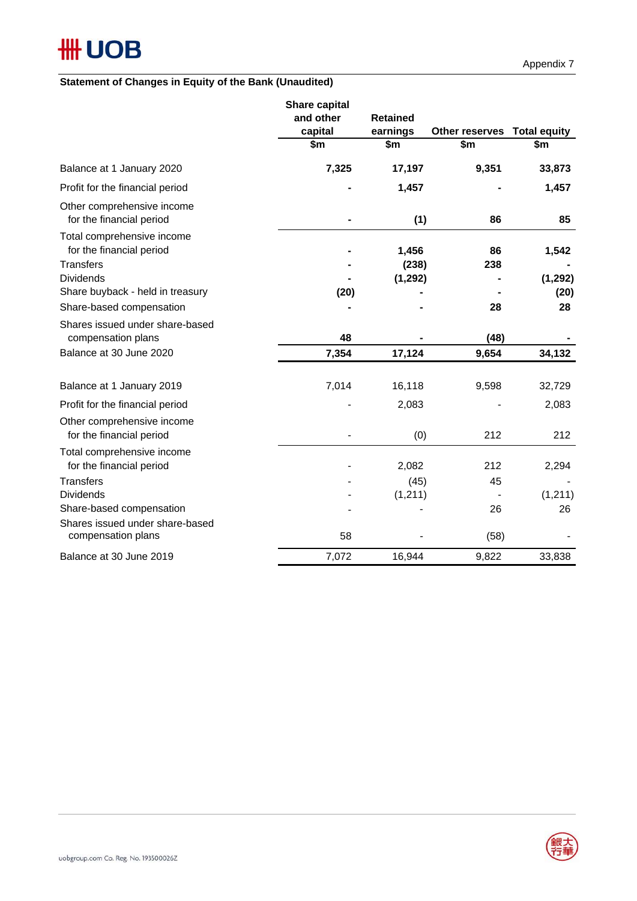Appendix 7

**Statement of Changes in Equity of the Bank (Unaudited)**

| | Share capital and other capital<br>$m | Retained earnings<br>$m | Other reserves<br>$m | Total equity<br>$m |
|---|---|---|---|---|
| Balance at 1 January 2020 | **7,325** | **17,197** | **9,351** | **33,873** |
| Profit for the financial period | **-** | **1,457** | **-** | **1,457** |
| Other comprehensive income for the financial period | **-** | **(1)** | **86** | **85** |
| Total comprehensive income for the financial period | **-** | **1,456** | **86** | **1,542** |
| Transfers | **-** | **(238)** | **238** | **-** |
| Dividends | **-** | **(1,292)** | **-** | **(1,292)** |
| Share buyback - held in treasury | **(20)** | **-** | **-** | **(20)** |
| Share-based compensation | **-** | **-** | **28** | **28** |
| Shares issued under share-based compensation plans | **48** | **-** | **(48)** | **-** |
| Balance at 30 June 2020 | **7,354** | **17,124** | **9,654** | **34,132** |
| | | | | |
| Balance at 1 January 2019 | 7,014 | 16,118 | 9,598 | 32,729 |
| Profit for the financial period | - | 2,083 | - | 2,083 |
| Other comprehensive income for the financial period | - | (0) | 212 | 212 |
| Total comprehensive income for the financial period | - | 2,082 | 212 | 2,294 |
| Transfers | - | (45) | 45 | - |
| Dividends | - | (1,211) | - | (1,211) |
| Share-based compensation | - | - | 26 | 26 |
| Shares issued under share-based compensation plans | 58 | - | (58) | - |
| Balance at 30 June 2019 | 7,072 | 16,944 | 9,822 | 33,838 |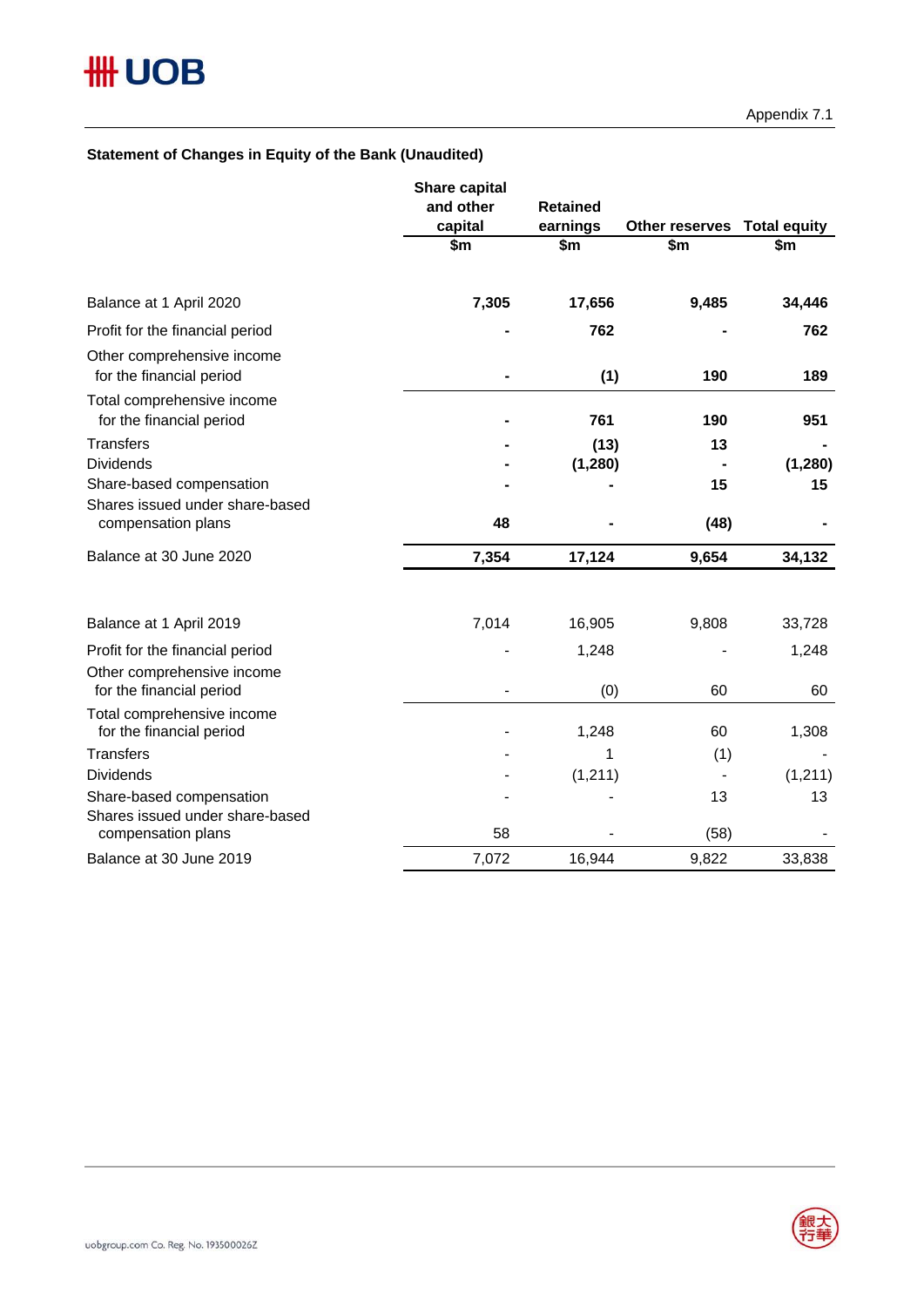Appendix 7.1

**Statement of Changes in Equity of the Bank (Unaudited)**

| | Share capital and other capital $m | Retained earnings $m | Other reserves $m | Total equity $m |
|---|---|---|---|---|
| Balance at 1 April 2020 | **7,305** | **17,656** | **9,485** | **34,446** |
| Profit for the financial period | **-** | **762** | **-** | **762** |
| Other comprehensive income for the financial period | **-** | **(1)** | **190** | **189** |
| Total comprehensive income for the financial period | **-** | **761** | **190** | **951** |
| Transfers | **-** | **(13)** | **13** | **-** |
| Dividends | **-** | **(1,280)** | **-** | **(1,280)** |
| Share-based compensation | **-** | **-** | **15** | **15** |
| Shares issued under share-based compensation plans | **48** | **-** | **(48)** | **-** |
| Balance at 30 June 2020 | **7,354** | **17,124** | **9,654** | **34,132** |
| | | | | |
| Balance at 1 April 2019 | 7,014 | 16,905 | 9,808 | 33,728 |
| Profit for the financial period | - | 1,248 | - | 1,248 |
| Other comprehensive income for the financial period | - | (0) | 60 | 60 |
| Total comprehensive income for the financial period | - | 1,248 | 60 | 1,308 |
| Transfers | - | 1 | (1) | - |
| Dividends | - | (1,211) | - | (1,211) |
| Share-based compensation | - | - | 13 | 13 |
| Shares issued under share-based compensation plans | 58 | - | (58) | - |
| Balance at 30 June 2019 | 7,072 | 16,944 | 9,822 | 33,838 |